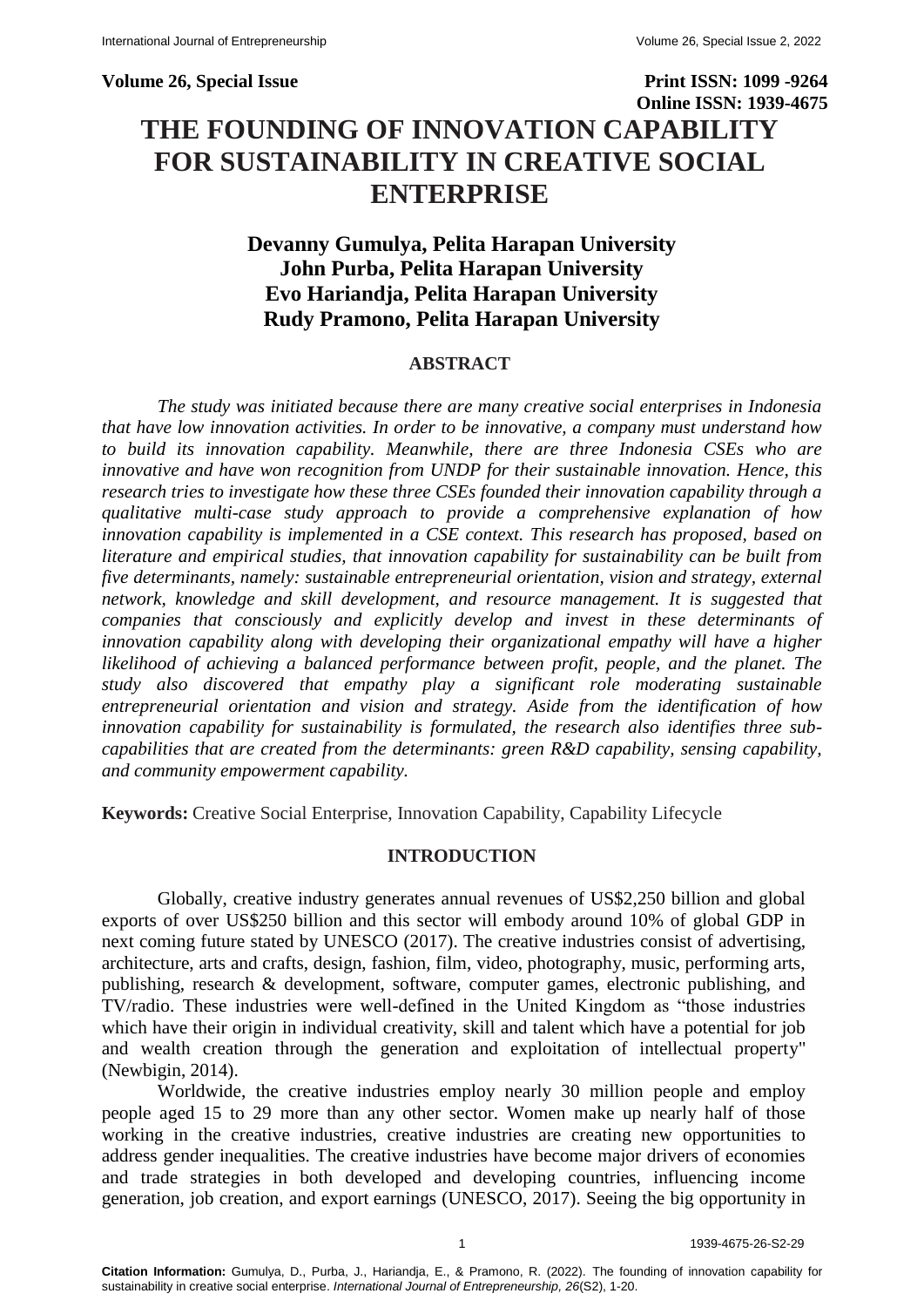**Volume 26, Special Issue** **Print ISSN: 1099 -9264**
**Online ISSN: 1939-4675**

# THE FOUNDING OF INNOVATION CAPABILITY FOR SUSTAINABILITY IN CREATIVE SOCIAL ENTERPRISE

**Devanny Gumulya, Pelita Harapan University**
**John Purba, Pelita Harapan University**
**Evo Hariandja, Pelita Harapan University**
**Rudy Pramono, Pelita Harapan University**

## ABSTRACT

*The study was initiated because there are many creative social enterprises in Indonesia that have low innovation activities. In order to be innovative, a company must understand how to build its innovation capability. Meanwhile, there are three Indonesia CSEs who are innovative and have won recognition from UNDP for their sustainable innovation. Hence, this research tries to investigate how these three CSEs founded their innovation capability through a qualitative multi-case study approach to provide a comprehensive explanation of how innovation capability is implemented in a CSE context. This research has proposed, based on literature and empirical studies, that innovation capability for sustainability can be built from five determinants, namely: sustainable entrepreneurial orientation, vision and strategy, external network, knowledge and skill development, and resource management. It is suggested that companies that consciously and explicitly develop and invest in these determinants of innovation capability along with developing their organizational empathy will have a higher likelihood of achieving a balanced performance between profit, people, and the planet. The study also discovered that empathy play a significant role moderating sustainable entrepreneurial orientation and vision and strategy. Aside from the identification of how innovation capability for sustainability is formulated, the research also identifies three sub-capabilities that are created from the determinants: green R&D capability, sensing capability, and community empowerment capability.*

**Keywords:** Creative Social Enterprise, Innovation Capability, Capability Lifecycle

## INTRODUCTION

Globally, creative industry generates annual revenues of US$2,250 billion and global exports of over US$250 billion and this sector will embody around 10% of global GDP in next coming future stated by UNESCO (2017). The creative industries consist of advertising, architecture, arts and crafts, design, fashion, film, video, photography, music, performing arts, publishing, research & development, software, computer games, electronic publishing, and TV/radio. These industries were well-defined in the United Kingdom as "those industries which have their origin in individual creativity, skill and talent which have a potential for job and wealth creation through the generation and exploitation of intellectual property" (Newbigin, 2014).

Worldwide, the creative industries employ nearly 30 million people and employ people aged 15 to 29 more than any other sector. Women make up nearly half of those working in the creative industries, creative industries are creating new opportunities to address gender inequalities. The creative industries have become major drivers of economies and trade strategies in both developed and developing countries, influencing income generation, job creation, and export earnings (UNESCO, 2017). Seeing the big opportunity in

**Citation Information:** Gumulya, D., Purba, J., Hariandja, E., & Pramono, R. (2022). The founding of innovation capability for sustainability in creative social enterprise. *International Journal of Entrepreneurship, 26*(S2), 1-20.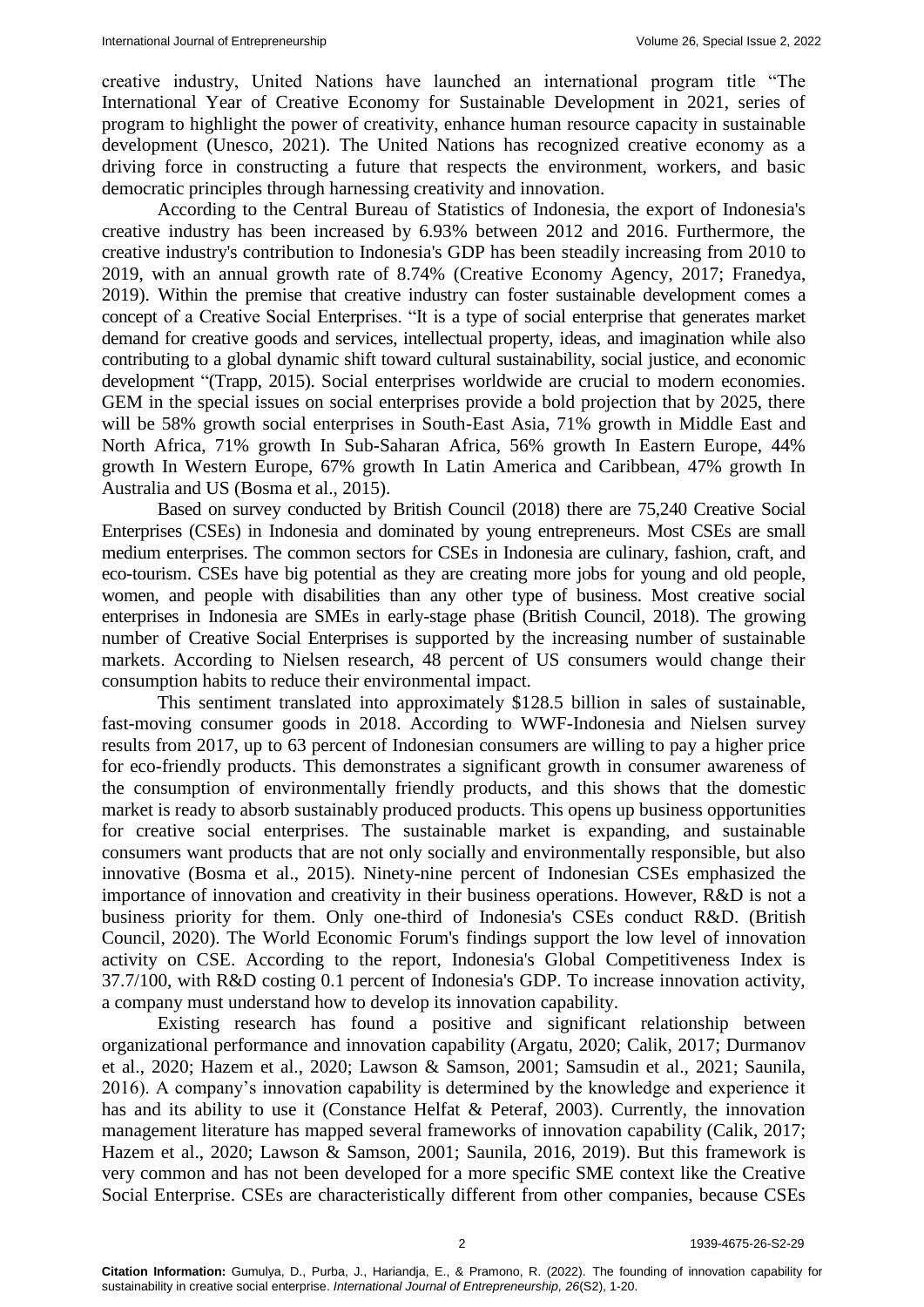creative industry, United Nations have launched an international program title "The International Year of Creative Economy for Sustainable Development in 2021, series of program to highlight the power of creativity, enhance human resource capacity in sustainable development (Unesco, 2021). The United Nations has recognized creative economy as a driving force in constructing a future that respects the environment, workers, and basic democratic principles through harnessing creativity and innovation.

According to the Central Bureau of Statistics of Indonesia, the export of Indonesia's creative industry has been increased by 6.93% between 2012 and 2016. Furthermore, the creative industry's contribution to Indonesia's GDP has been steadily increasing from 2010 to 2019, with an annual growth rate of 8.74% (Creative Economy Agency, 2017; Franedya, 2019). Within the premise that creative industry can foster sustainable development comes a concept of a Creative Social Enterprises. "It is a type of social enterprise that generates market demand for creative goods and services, intellectual property, ideas, and imagination while also contributing to a global dynamic shift toward cultural sustainability, social justice, and economic development "(Trapp, 2015). Social enterprises worldwide are crucial to modern economies. GEM in the special issues on social enterprises provide a bold projection that by 2025, there will be 58% growth social enterprises in South-East Asia, 71% growth in Middle East and North Africa, 71% growth In Sub-Saharan Africa, 56% growth In Eastern Europe, 44% growth In Western Europe, 67% growth In Latin America and Caribbean, 47% growth In Australia and US (Bosma et al., 2015).

Based on survey conducted by British Council (2018) there are 75,240 Creative Social Enterprises (CSEs) in Indonesia and dominated by young entrepreneurs. Most CSEs are small medium enterprises. The common sectors for CSEs in Indonesia are culinary, fashion, craft, and eco-tourism. CSEs have big potential as they are creating more jobs for young and old people, women, and people with disabilities than any other type of business. Most creative social enterprises in Indonesia are SMEs in early-stage phase (British Council, 2018). The growing number of Creative Social Enterprises is supported by the increasing number of sustainable markets. According to Nielsen research, 48 percent of US consumers would change their consumption habits to reduce their environmental impact.

This sentiment translated into approximately $128.5 billion in sales of sustainable, fast-moving consumer goods in 2018. According to WWF-Indonesia and Nielsen survey results from 2017, up to 63 percent of Indonesian consumers are willing to pay a higher price for eco-friendly products. This demonstrates a significant growth in consumer awareness of the consumption of environmentally friendly products, and this shows that the domestic market is ready to absorb sustainably produced products. This opens up business opportunities for creative social enterprises. The sustainable market is expanding, and sustainable consumers want products that are not only socially and environmentally responsible, but also innovative (Bosma et al., 2015). Ninety-nine percent of Indonesian CSEs emphasized the importance of innovation and creativity in their business operations. However, R&D is not a business priority for them. Only one-third of Indonesia's CSEs conduct R&D. (British Council, 2020). The World Economic Forum's findings support the low level of innovation activity on CSE. According to the report, Indonesia's Global Competitiveness Index is 37.7/100, with R&D costing 0.1 percent of Indonesia's GDP. To increase innovation activity, a company must understand how to develop its innovation capability.

Existing research has found a positive and significant relationship between organizational performance and innovation capability (Argatu, 2020; Calik, 2017; Durmanov et al., 2020; Hazem et al., 2020; Lawson & Samson, 2001; Samsudin et al., 2021; Saunila, 2016). A company's innovation capability is determined by the knowledge and experience it has and its ability to use it (Constance Helfat & Peteraf, 2003). Currently, the innovation management literature has mapped several frameworks of innovation capability (Calik, 2017; Hazem et al., 2020; Lawson & Samson, 2001; Saunila, 2016, 2019). But this framework is very common and has not been developed for a more specific SME context like the Creative Social Enterprise. CSEs are characteristically different from other companies, because CSEs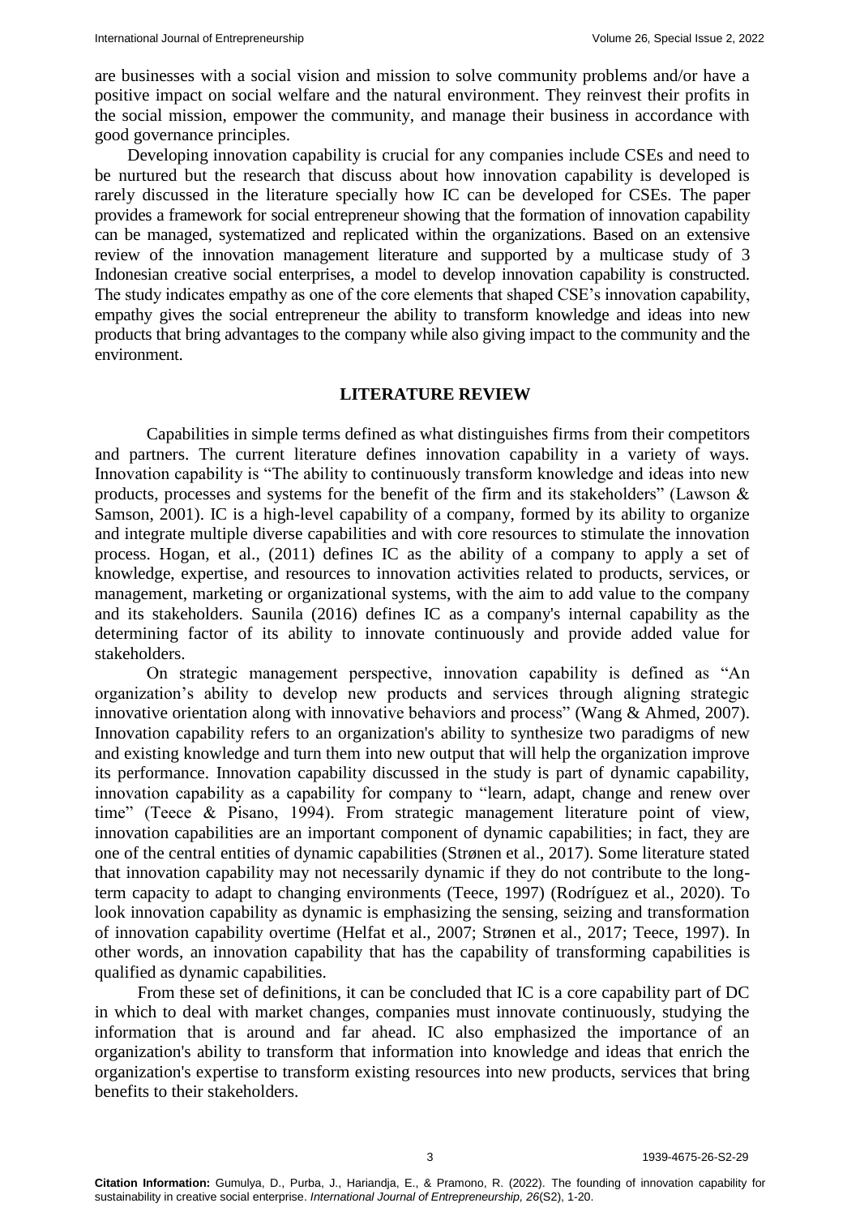are businesses with a social vision and mission to solve community problems and/or have a positive impact on social welfare and the natural environment. They reinvest their profits in the social mission, empower the community, and manage their business in accordance with good governance principles.

Developing innovation capability is crucial for any companies include CSEs and need to be nurtured but the research that discuss about how innovation capability is developed is rarely discussed in the literature specially how IC can be developed for CSEs. The paper provides a framework for social entrepreneur showing that the formation of innovation capability can be managed, systematized and replicated within the organizations. Based on an extensive review of the innovation management literature and supported by a multicase study of 3 Indonesian creative social enterprises, a model to develop innovation capability is constructed. The study indicates empathy as one of the core elements that shaped CSE's innovation capability, empathy gives the social entrepreneur the ability to transform knowledge and ideas into new products that bring advantages to the company while also giving impact to the community and the environment.

## LITERATURE REVIEW

Capabilities in simple terms defined as what distinguishes firms from their competitors and partners. The current literature defines innovation capability in a variety of ways. Innovation capability is "The ability to continuously transform knowledge and ideas into new products, processes and systems for the benefit of the firm and its stakeholders" (Lawson & Samson, 2001). IC is a high-level capability of a company, formed by its ability to organize and integrate multiple diverse capabilities and with core resources to stimulate the innovation process. Hogan, et al., (2011) defines IC as the ability of a company to apply a set of knowledge, expertise, and resources to innovation activities related to products, services, or management, marketing or organizational systems, with the aim to add value to the company and its stakeholders. Saunila (2016) defines IC as a company's internal capability as the determining factor of its ability to innovate continuously and provide added value for stakeholders.

On strategic management perspective, innovation capability is defined as "An organization's ability to develop new products and services through aligning strategic innovative orientation along with innovative behaviors and process" (Wang & Ahmed, 2007). Innovation capability refers to an organization's ability to synthesize two paradigms of new and existing knowledge and turn them into new output that will help the organization improve its performance. Innovation capability discussed in the study is part of dynamic capability, innovation capability as a capability for company to "learn, adapt, change and renew over time" (Teece & Pisano, 1994). From strategic management literature point of view, innovation capabilities are an important component of dynamic capabilities; in fact, they are one of the central entities of dynamic capabilities (Strønen et al., 2017). Some literature stated that innovation capability may not necessarily dynamic if they do not contribute to the long-term capacity to adapt to changing environments (Teece, 1997) (Rodríguez et al., 2020). To look innovation capability as dynamic is emphasizing the sensing, seizing and transformation of innovation capability overtime (Helfat et al., 2007; Strønen et al., 2017; Teece, 1997). In other words, an innovation capability that has the capability of transforming capabilities is qualified as dynamic capabilities.

From these set of definitions, it can be concluded that IC is a core capability part of DC in which to deal with market changes, companies must innovate continuously, studying the information that is around and far ahead. IC also emphasized the importance of an organization's ability to transform that information into knowledge and ideas that enrich the organization's expertise to transform existing resources into new products, services that bring benefits to their stakeholders.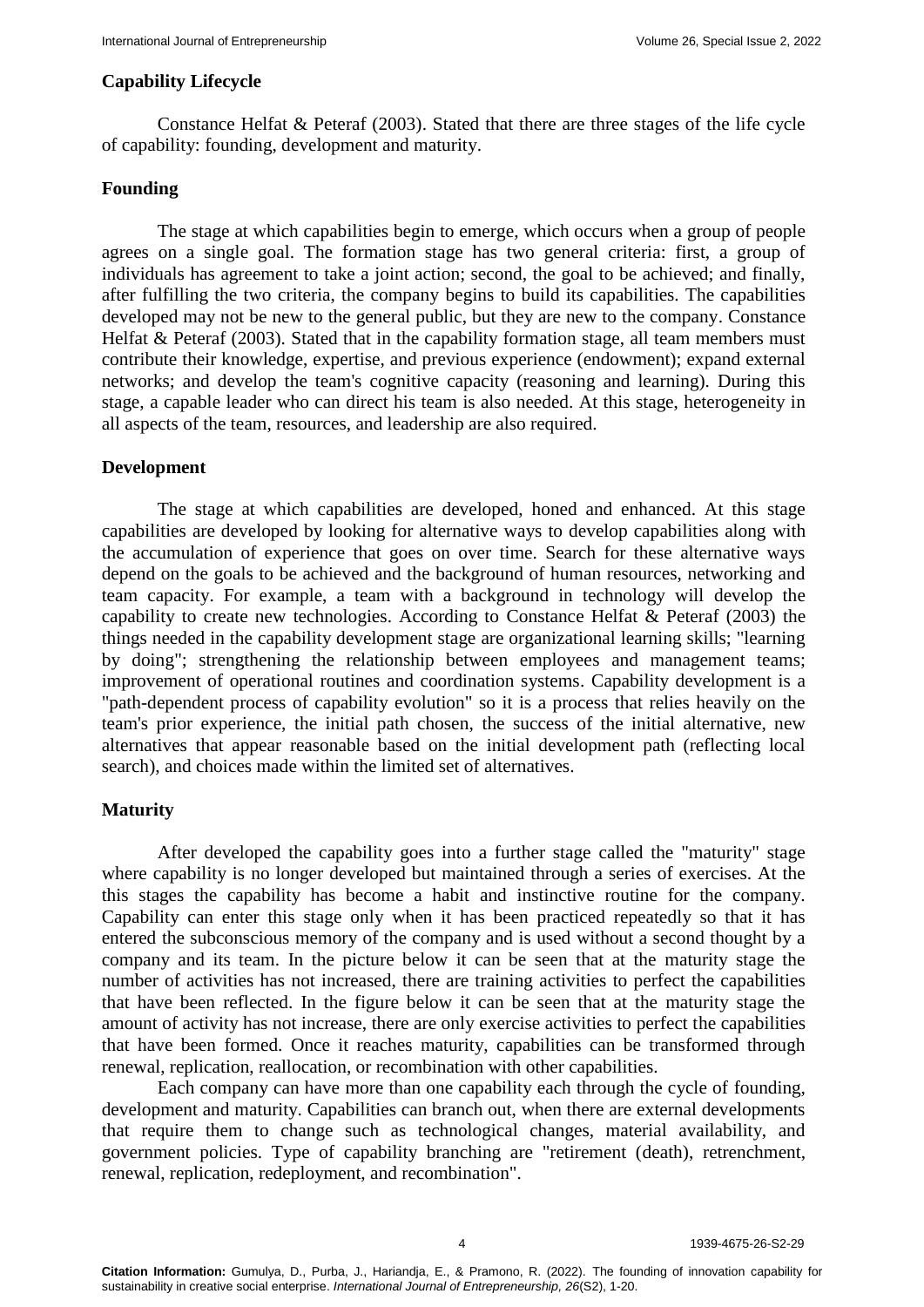## Capability Lifecycle

Constance Helfat & Peteraf (2003). Stated that there are three stages of the life cycle of capability: founding, development and maturity.

### Founding

The stage at which capabilities begin to emerge, which occurs when a group of people agrees on a single goal. The formation stage has two general criteria: first, a group of individuals has agreement to take a joint action; second, the goal to be achieved; and finally, after fulfilling the two criteria, the company begins to build its capabilities. The capabilities developed may not be new to the general public, but they are new to the company. Constance Helfat & Peteraf (2003). Stated that in the capability formation stage, all team members must contribute their knowledge, expertise, and previous experience (endowment); expand external networks; and develop the team's cognitive capacity (reasoning and learning). During this stage, a capable leader who can direct his team is also needed. At this stage, heterogeneity in all aspects of the team, resources, and leadership are also required.

### Development

The stage at which capabilities are developed, honed and enhanced. At this stage capabilities are developed by looking for alternative ways to develop capabilities along with the accumulation of experience that goes on over time. Search for these alternative ways depend on the goals to be achieved and the background of human resources, networking and team capacity. For example, a team with a background in technology will develop the capability to create new technologies. According to Constance Helfat & Peteraf (2003) the things needed in the capability development stage are organizational learning skills; "learning by doing"; strengthening the relationship between employees and management teams; improvement of operational routines and coordination systems. Capability development is a "path-dependent process of capability evolution" so it is a process that relies heavily on the team's prior experience, the initial path chosen, the success of the initial alternative, new alternatives that appear reasonable based on the initial development path (reflecting local search), and choices made within the limited set of alternatives.

### Maturity

After developed the capability goes into a further stage called the "maturity" stage where capability is no longer developed but maintained through a series of exercises. At the this stages the capability has become a habit and instinctive routine for the company. Capability can enter this stage only when it has been practiced repeatedly so that it has entered the subconscious memory of the company and is used without a second thought by a company and its team. In the picture below it can be seen that at the maturity stage the number of activities has not increased, there are training activities to perfect the capabilities that have been reflected. In the figure below it can be seen that at the maturity stage the amount of activity has not increase, there are only exercise activities to perfect the capabilities that have been formed. Once it reaches maturity, capabilities can be transformed through renewal, replication, reallocation, or recombination with other capabilities.

Each company can have more than one capability each through the cycle of founding, development and maturity. Capabilities can branch out, when there are external developments that require them to change such as technological changes, material availability, and government policies. Type of capability branching are "retirement (death), retrenchment, renewal, replication, redeployment, and recombination".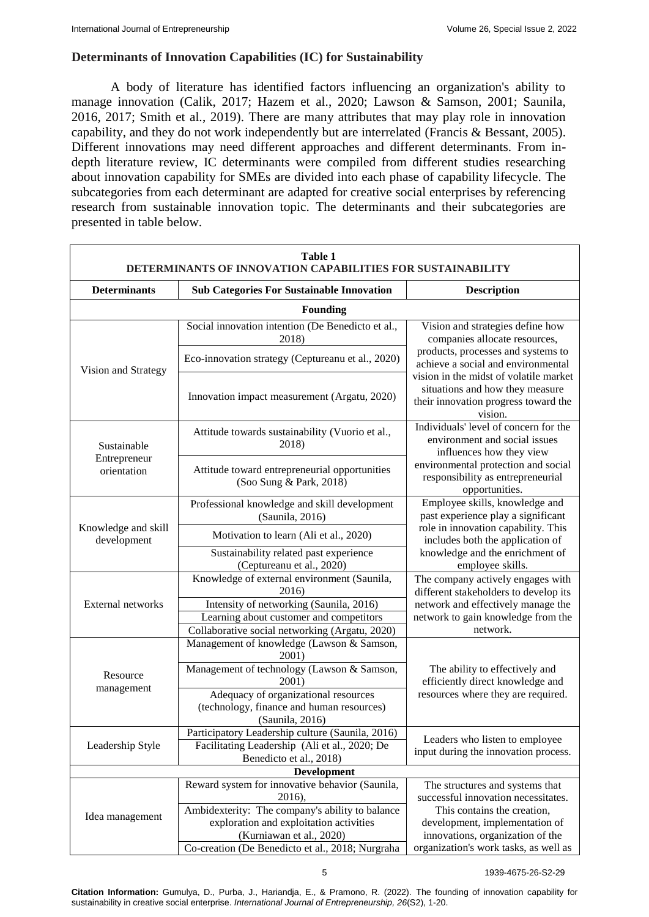### Determinants of Innovation Capabilities (IC) for Sustainability

A body of literature has identified factors influencing an organization's ability to manage innovation (Calik, 2017; Hazem et al., 2020; Lawson & Samson, 2001; Saunila, 2016, 2017; Smith et al., 2019). There are many attributes that may play role in innovation capability, and they do not work independently but are interrelated (Francis & Bessant, 2005). Different innovations may need different approaches and different determinants. From in-depth literature review, IC determinants were compiled from different studies researching about innovation capability for SMEs are divided into each phase of capability lifecycle. The subcategories from each determinant are adapted for creative social enterprises by referencing research from sustainable innovation topic. The determinants and their subcategories are presented in table below.

**Table 1**
**DETERMINANTS OF INNOVATION CAPABILITIES FOR SUSTAINABILITY**

| Determinants | Sub Categories For Sustainable Innovation | Description |
|---|---|---|
| **Founding** | | |
| Vision and Strategy | Social innovation intention (De Benedicto et al., 2018) | Vision and strategies define how companies allocate resources, products, processes and systems to achieve a social and environmental vision in the midst of volatile market situations and how they measure their innovation progress toward the vision. |
| | Eco-innovation strategy (Ceptureanu et al., 2020) | |
| | Innovation impact measurement (Argatu, 2020) | |
| Sustainable Entrepreneur orientation | Attitude towards sustainability (Vuorio et al., 2018) | Individuals' level of concern for the environment and social issues influences how they view environmental protection and social responsibility as entrepreneurial opportunities. |
| | Attitude toward entrepreneurial opportunities (Soo Sung & Park, 2018) | |
| Knowledge and skill development | Professional knowledge and skill development (Saunila, 2016) | Employee skills, knowledge and past experience play a significant role in innovation capability. This includes both the application of knowledge and the enrichment of employee skills. |
| | Motivation to learn (Ali et al., 2020) | |
| | Sustainability related past experience (Ceptureanu et al., 2020) | |
| External networks | Knowledge of external environment (Saunila, 2016) | The company actively engages with different stakeholders to develop its network and effectively manage the network to gain knowledge from the network. |
| | Intensity of networking (Saunila, 2016) | |
| | Learning about customer and competitors | |
| | Collaborative social networking (Argatu, 2020) | |
| Resource management | Management of knowledge (Lawson & Samson, 2001) | The ability to effectively and efficiently direct knowledge and resources where they are required. |
| | Management of technology (Lawson & Samson, 2001) | |
| | Adequacy of organizational resources (technology, finance and human resources) (Saunila, 2016) | |
| Leadership Style | Participatory Leadership culture (Saunila, 2016) | Leaders who listen to employee input during the innovation process. |
| | Facilitating Leadership (Ali et al., 2020; De Benedicto et al., 2018) | |
| **Development** | | |
| Idea management | Reward system for innovative behavior (Saunila, 2016), | The structures and systems that successful innovation necessitates. This contains the creation, development, implementation of innovations, organization of the organization's work tasks, as well as |
| | Ambidexterity: The company's ability to balance exploration and exploitation activities (Kurniawan et al., 2020) | |
| | Co-creation (De Benedicto et al., 2018; Nurgraha | |

**Citation Information:** Gumulya, D., Purba, J., Hariandja, E., & Pramono, R. (2022). The founding of innovation capability for sustainability in creative social enterprise. *International Journal of Entrepreneurship, 26*(S2), 1-20.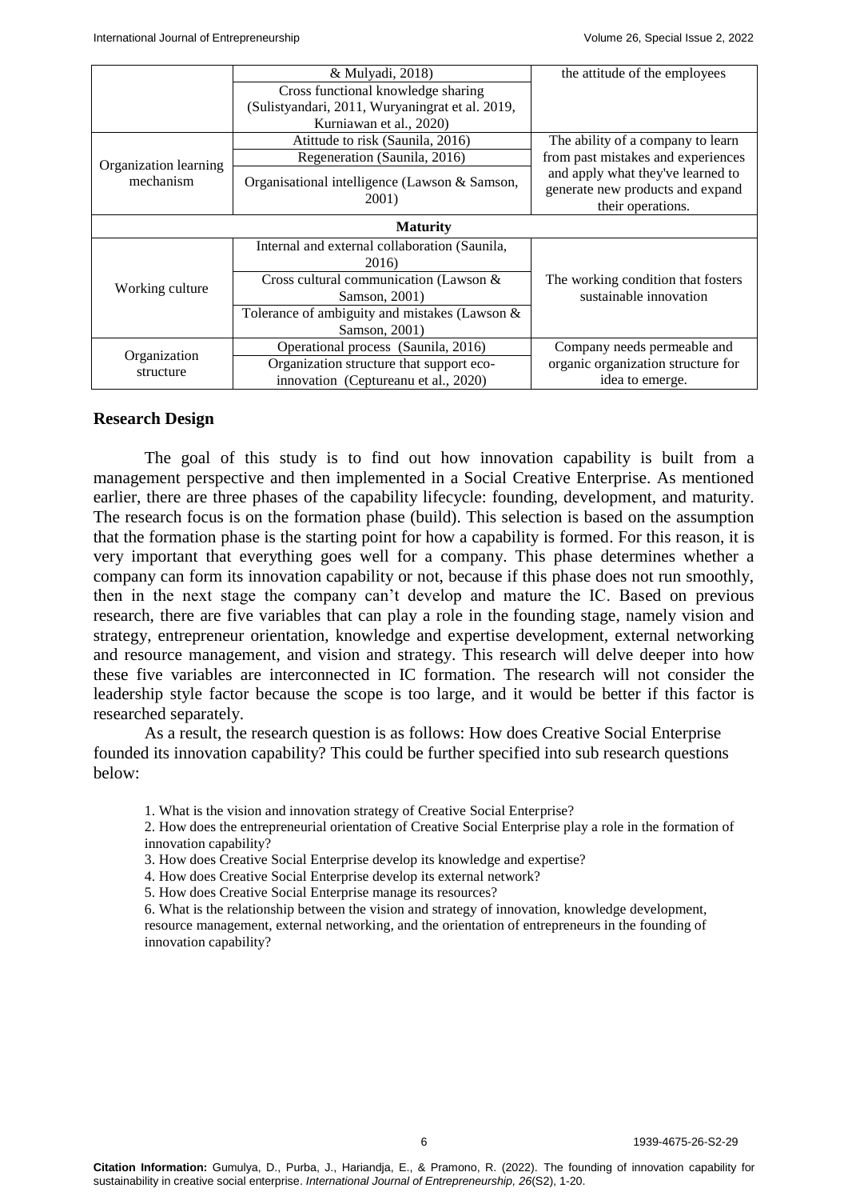| | | |
|---|---|---|
| | & Mulyadi, 2018) | the attitude of the employees |
| | Cross functional knowledge sharing (Sulistyandari, 2011, Wuryaningrat et al. 2019, Kurniawan et al., 2020) | |
| Organization learning mechanism | Atittude to risk (Saunila, 2016) | The ability of a company to learn from past mistakes and experiences and apply what they've learned to generate new products and expand their operations. |
| | Regeneration (Saunila, 2016) | |
| | Organisational intelligence (Lawson & Samson, 2001) | |
| **Maturity** | | |
| Working culture | Internal and external collaboration (Saunila, 2016) | The working condition that fosters sustainable innovation |
| | Cross cultural communication (Lawson & Samson, 2001) | |
| | Tolerance of ambiguity and mistakes (Lawson & Samson, 2001) | |
| Organization structure | Operational process (Saunila, 2016) | Company needs permeable and organic organization structure for idea to emerge. |
| | Organization structure that support eco-innovation (Ceptureanu et al., 2020) | |

## Research Design

The goal of this study is to find out how innovation capability is built from a management perspective and then implemented in a Social Creative Enterprise. As mentioned earlier, there are three phases of the capability lifecycle: founding, development, and maturity. The research focus is on the formation phase (build). This selection is based on the assumption that the formation phase is the starting point for how a capability is formed. For this reason, it is very important that everything goes well for a company. This phase determines whether a company can form its innovation capability or not, because if this phase does not run smoothly, then in the next stage the company can't develop and mature the IC. Based on previous research, there are five variables that can play a role in the founding stage, namely vision and strategy, entrepreneur orientation, knowledge and expertise development, external networking and resource management, and vision and strategy. This research will delve deeper into how these five variables are interconnected in IC formation. The research will not consider the leadership style factor because the scope is too large, and it would be better if this factor is researched separately.

As a result, the research question is as follows: How does Creative Social Enterprise founded its innovation capability? This could be further specified into sub research questions below:

1. What is the vision and innovation strategy of Creative Social Enterprise?
2. How does the entrepreneurial orientation of Creative Social Enterprise play a role in the formation of innovation capability?
3. How does Creative Social Enterprise develop its knowledge and expertise?
4. How does Creative Social Enterprise develop its external network?
5. How does Creative Social Enterprise manage its resources?
6. What is the relationship between the vision and strategy of innovation, knowledge development, resource management, external networking, and the orientation of entrepreneurs in the founding of innovation capability?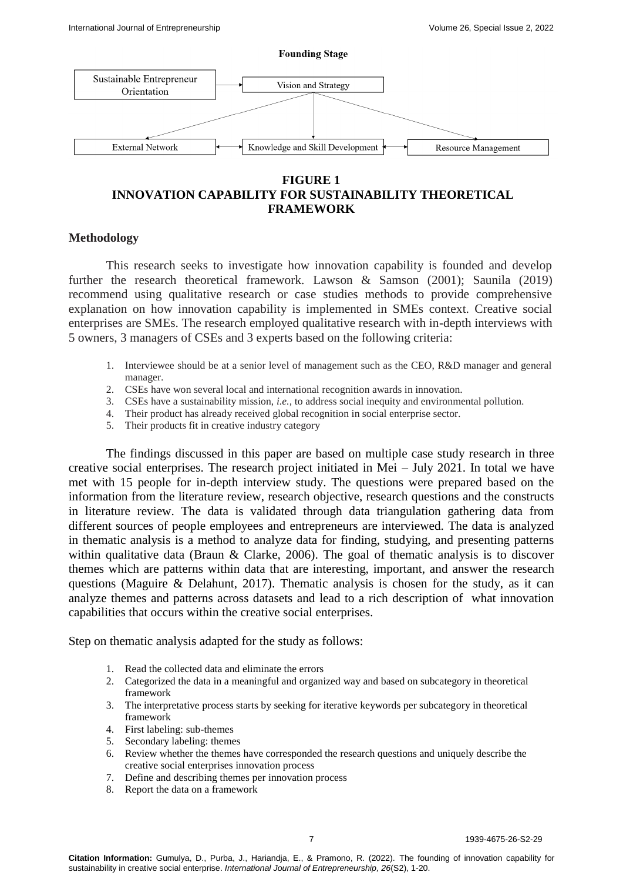**Founding Stage**

Sustainable Entrepreneur Orientation → Vision and Strategy

Vision and Strategy → External Network; Knowledge and Skill Development; Resource Management

External Network ↔ Knowledge and Skill Development ↔ Resource Management

**FIGURE 1**
**INNOVATION CAPABILITY FOR SUSTAINABILITY THEORETICAL FRAMEWORK**

## Methodology

This research seeks to investigate how innovation capability is founded and develop further the research theoretical framework. Lawson & Samson (2001); Saunila (2019) recommend using qualitative research or case studies methods to provide comprehensive explanation on how innovation capability is implemented in SMEs context. Creative social enterprises are SMEs. The research employed qualitative research with in-depth interviews with 5 owners, 3 managers of CSEs and 3 experts based on the following criteria:

1. Interviewee should be at a senior level of management such as the CEO, R&D manager and general manager.
2. CSEs have won several local and international recognition awards in innovation.
3. CSEs have a sustainability mission, *i.e.,* to address social inequity and environmental pollution.
4. Their product has already received global recognition in social enterprise sector.
5. Their products fit in creative industry category

The findings discussed in this paper are based on multiple case study research in three creative social enterprises. The research project initiated in Mei – July 2021. In total we have met with 15 people for in-depth interview study. The questions were prepared based on the information from the literature review, research objective, research questions and the constructs in literature review. The data is validated through data triangulation gathering data from different sources of people employees and entrepreneurs are interviewed. The data is analyzed in thematic analysis is a method to analyze data for finding, studying, and presenting patterns within qualitative data (Braun & Clarke, 2006). The goal of thematic analysis is to discover themes which are patterns within data that are interesting, important, and answer the research questions (Maguire & Delahunt, 2017). Thematic analysis is chosen for the study, as it can analyze themes and patterns across datasets and lead to a rich description of what innovation capabilities that occurs within the creative social enterprises.

Step on thematic analysis adapted for the study as follows:

1. Read the collected data and eliminate the errors
2. Categorized the data in a meaningful and organized way and based on subcategory in theoretical framework
3. The interpretative process starts by seeking for iterative keywords per subcategory in theoretical framework
4. First labeling: sub-themes
5. Secondary labeling: themes
6. Review whether the themes have corresponded the research questions and uniquely describe the creative social enterprises innovation process
7. Define and describing themes per innovation process
8. Report the data on a framework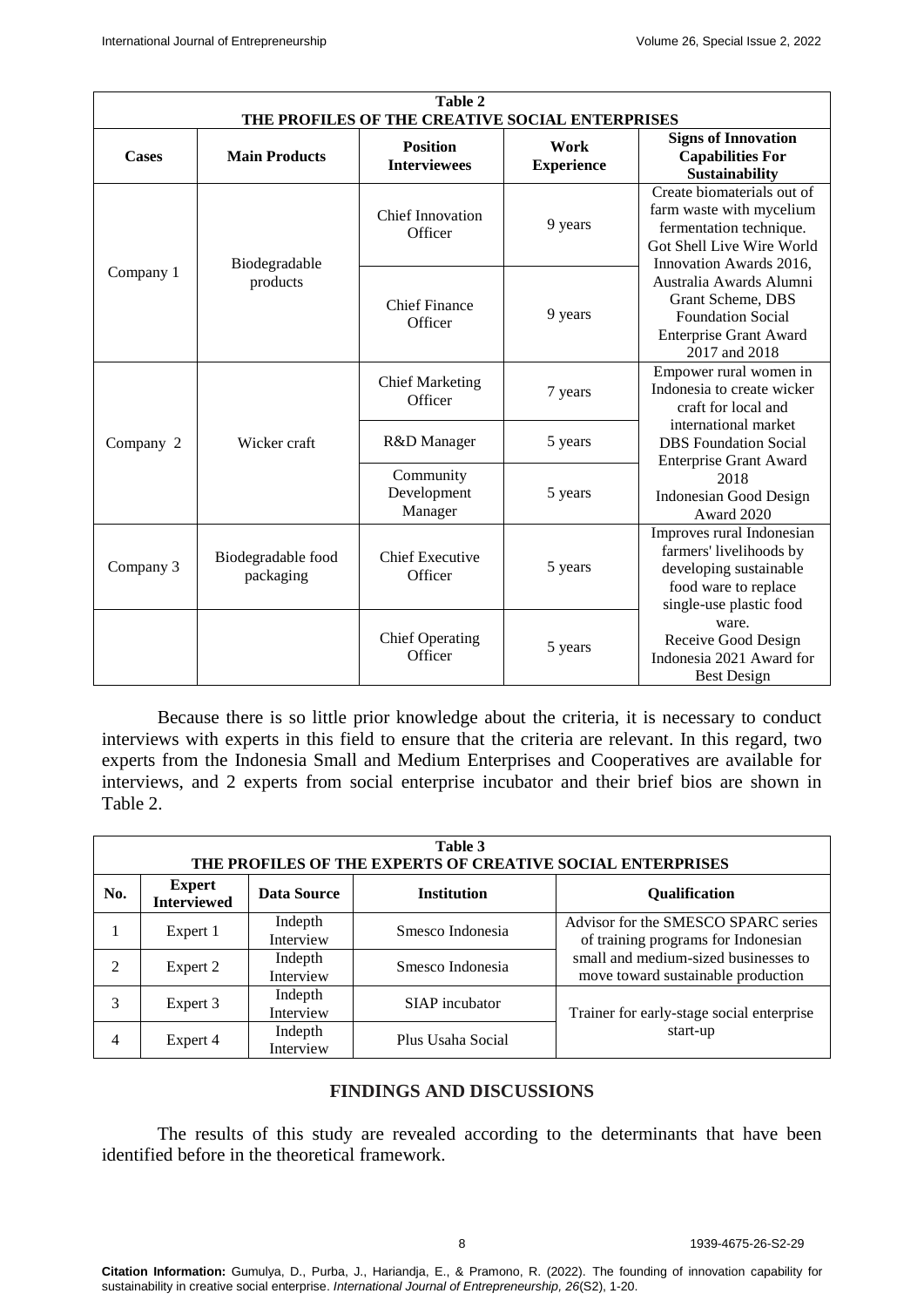**Table 2**
**THE PROFILES OF THE CREATIVE SOCIAL ENTERPRISES**

| Cases | Main Products | Position Interviewees | Work Experience | Signs of Innovation Capabilities For Sustainability |
|---|---|---|---|---|
| Company 1 | Biodegradable products | Chief Innovation Officer | 9 years | Create biomaterials out of farm waste with mycelium fermentation technique. Got Shell Live Wire World Innovation Awards 2016, Australia Awards Alumni Grant Scheme, DBS Foundation Social Enterprise Grant Award 2017 and 2018 |
| | | Chief Finance Officer | 9 years | |
| Company 2 | Wicker craft | Chief Marketing Officer | 7 years | Empower rural women in Indonesia to create wicker craft for local and international market DBS Foundation Social Enterprise Grant Award 2018 Indonesian Good Design Award 2020 |
| | | R&D Manager | 5 years | |
| | | Community Development Manager | 5 years | |
| Company 3 | Biodegradable food packaging | Chief Executive Officer | 5 years | Improves rural Indonesian farmers' livelihoods by developing sustainable food ware to replace single-use plastic food ware. Receive Good Design Indonesia 2021 Award for Best Design |
| | | Chief Operating Officer | 5 years | |

Because there is so little prior knowledge about the criteria, it is necessary to conduct interviews with experts in this field to ensure that the criteria are relevant. In this regard, two experts from the Indonesia Small and Medium Enterprises and Cooperatives are available for interviews, and 2 experts from social enterprise incubator and their brief bios are shown in Table 2.

**Table 3**
**THE PROFILES OF THE EXPERTS OF CREATIVE SOCIAL ENTERPRISES**

| No. | Expert Interviewed | Data Source | Institution | Qualification |
|---|---|---|---|---|
| 1 | Expert 1 | Indepth Interview | Smesco Indonesia | Advisor for the SMESCO SPARC series of training programs for Indonesian small and medium-sized businesses to move toward sustainable production |
| 2 | Expert 2 | Indepth Interview | Smesco Indonesia | |
| 3 | Expert 3 | Indepth Interview | SIAP incubator | Trainer for early-stage social enterprise start-up |
| 4 | Expert 4 | Indepth Interview | Plus Usaha Social | |

## FINDINGS AND DISCUSSIONS

The results of this study are revealed according to the determinants that have been identified before in the theoretical framework.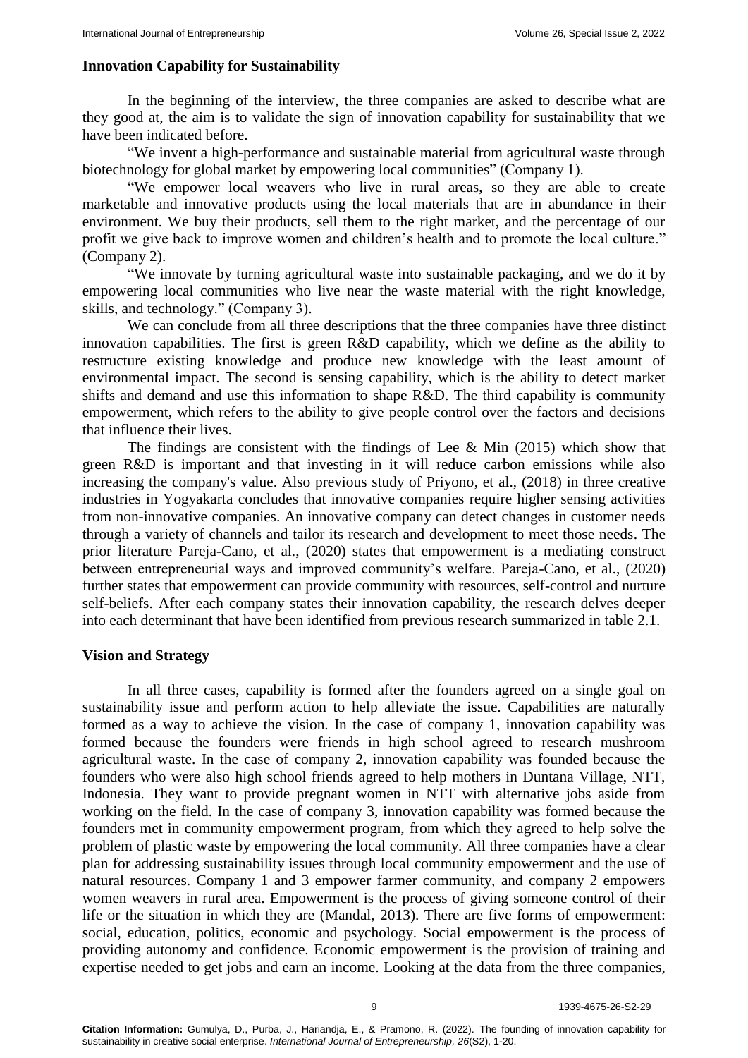## Innovation Capability for Sustainability

In the beginning of the interview, the three companies are asked to describe what are they good at, the aim is to validate the sign of innovation capability for sustainability that we have been indicated before.

"We invent a high-performance and sustainable material from agricultural waste through biotechnology for global market by empowering local communities" (Company 1).

"We empower local weavers who live in rural areas, so they are able to create marketable and innovative products using the local materials that are in abundance in their environment. We buy their products, sell them to the right market, and the percentage of our profit we give back to improve women and children's health and to promote the local culture." (Company 2).

"We innovate by turning agricultural waste into sustainable packaging, and we do it by empowering local communities who live near the waste material with the right knowledge, skills, and technology." (Company 3).

We can conclude from all three descriptions that the three companies have three distinct innovation capabilities. The first is green R&D capability, which we define as the ability to restructure existing knowledge and produce new knowledge with the least amount of environmental impact. The second is sensing capability, which is the ability to detect market shifts and demand and use this information to shape R&D. The third capability is community empowerment, which refers to the ability to give people control over the factors and decisions that influence their lives.

The findings are consistent with the findings of Lee & Min (2015) which show that green R&D is important and that investing in it will reduce carbon emissions while also increasing the company's value. Also previous study of Priyono, et al., (2018) in three creative industries in Yogyakarta concludes that innovative companies require higher sensing activities from non-innovative companies. An innovative company can detect changes in customer needs through a variety of channels and tailor its research and development to meet those needs. The prior literature Pareja-Cano, et al., (2020) states that empowerment is a mediating construct between entrepreneurial ways and improved community's welfare. Pareja-Cano, et al., (2020) further states that empowerment can provide community with resources, self-control and nurture self-beliefs. After each company states their innovation capability, the research delves deeper into each determinant that have been identified from previous research summarized in table 2.1.

## Vision and Strategy

In all three cases, capability is formed after the founders agreed on a single goal on sustainability issue and perform action to help alleviate the issue. Capabilities are naturally formed as a way to achieve the vision. In the case of company 1, innovation capability was formed because the founders were friends in high school agreed to research mushroom agricultural waste. In the case of company 2, innovation capability was founded because the founders who were also high school friends agreed to help mothers in Duntana Village, NTT, Indonesia. They want to provide pregnant women in NTT with alternative jobs aside from working on the field. In the case of company 3, innovation capability was formed because the founders met in community empowerment program, from which they agreed to help solve the problem of plastic waste by empowering the local community. All three companies have a clear plan for addressing sustainability issues through local community empowerment and the use of natural resources. Company 1 and 3 empower farmer community, and company 2 empowers women weavers in rural area. Empowerment is the process of giving someone control of their life or the situation in which they are (Mandal, 2013). There are five forms of empowerment: social, education, politics, economic and psychology. Social empowerment is the process of providing autonomy and confidence. Economic empowerment is the provision of training and expertise needed to get jobs and earn an income. Looking at the data from the three companies,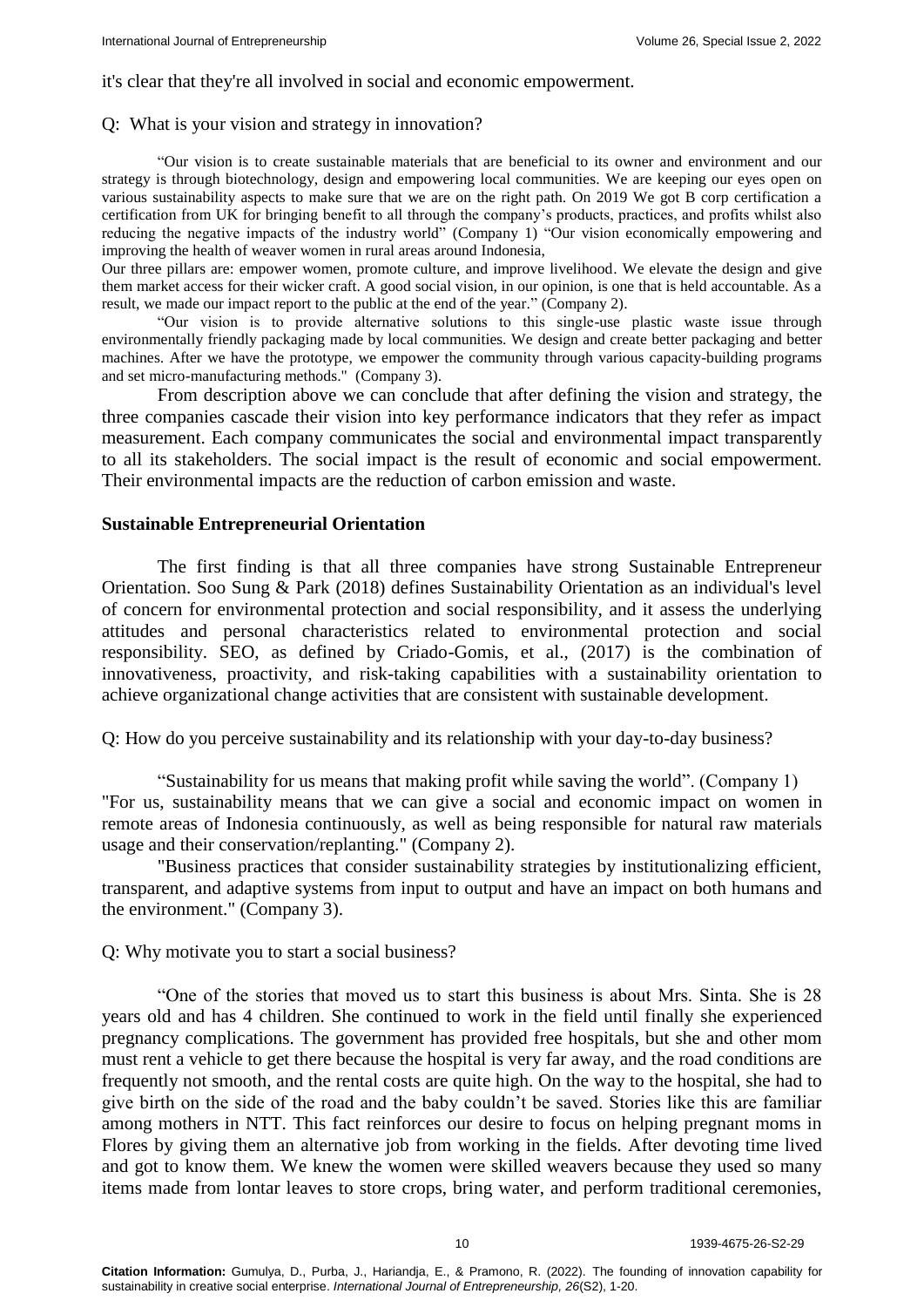it's clear that they're all involved in social and economic empowerment.

Q: What is your vision and strategy in innovation?

"Our vision is to create sustainable materials that are beneficial to its owner and environment and our strategy is through biotechnology, design and empowering local communities. We are keeping our eyes open on various sustainability aspects to make sure that we are on the right path. On 2019 We got B corp certification a certification from UK for bringing benefit to all through the company's products, practices, and profits whilst also reducing the negative impacts of the industry world" (Company 1) "Our vision economically empowering and improving the health of weaver women in rural areas around Indonesia,

Our three pillars are: empower women, promote culture, and improve livelihood. We elevate the design and give them market access for their wicker craft. A good social vision, in our opinion, is one that is held accountable. As a result, we made our impact report to the public at the end of the year." (Company 2).

"Our vision is to provide alternative solutions to this single-use plastic waste issue through environmentally friendly packaging made by local communities. We design and create better packaging and better machines. After we have the prototype, we empower the community through various capacity-building programs and set micro-manufacturing methods." (Company 3).

From description above we can conclude that after defining the vision and strategy, the three companies cascade their vision into key performance indicators that they refer as impact measurement. Each company communicates the social and environmental impact transparently to all its stakeholders. The social impact is the result of economic and social empowerment. Their environmental impacts are the reduction of carbon emission and waste.

## Sustainable Entrepreneurial Orientation

The first finding is that all three companies have strong Sustainable Entrepreneur Orientation. Soo Sung & Park (2018) defines Sustainability Orientation as an individual's level of concern for environmental protection and social responsibility, and it assess the underlying attitudes and personal characteristics related to environmental protection and social responsibility. SEO, as defined by Criado-Gomis, et al., (2017) is the combination of innovativeness, proactivity, and risk-taking capabilities with a sustainability orientation to achieve organizational change activities that are consistent with sustainable development.

Q: How do you perceive sustainability and its relationship with your day-to-day business?

"Sustainability for us means that making profit while saving the world". (Company 1)
"For us, sustainability means that we can give a social and economic impact on women in remote areas of Indonesia continuously, as well as being responsible for natural raw materials usage and their conservation/replanting." (Company 2).

"Business practices that consider sustainability strategies by institutionalizing efficient, transparent, and adaptive systems from input to output and have an impact on both humans and the environment." (Company 3).

Q: Why motivate you to start a social business?

"One of the stories that moved us to start this business is about Mrs. Sinta. She is 28 years old and has 4 children. She continued to work in the field until finally she experienced pregnancy complications. The government has provided free hospitals, but she and other mom must rent a vehicle to get there because the hospital is very far away, and the road conditions are frequently not smooth, and the rental costs are quite high. On the way to the hospital, she had to give birth on the side of the road and the baby couldn't be saved. Stories like this are familiar among mothers in NTT. This fact reinforces our desire to focus on helping pregnant moms in Flores by giving them an alternative job from working in the fields. After devoting time lived and got to know them. We knew the women were skilled weavers because they used so many items made from lontar leaves to store crops, bring water, and perform traditional ceremonies,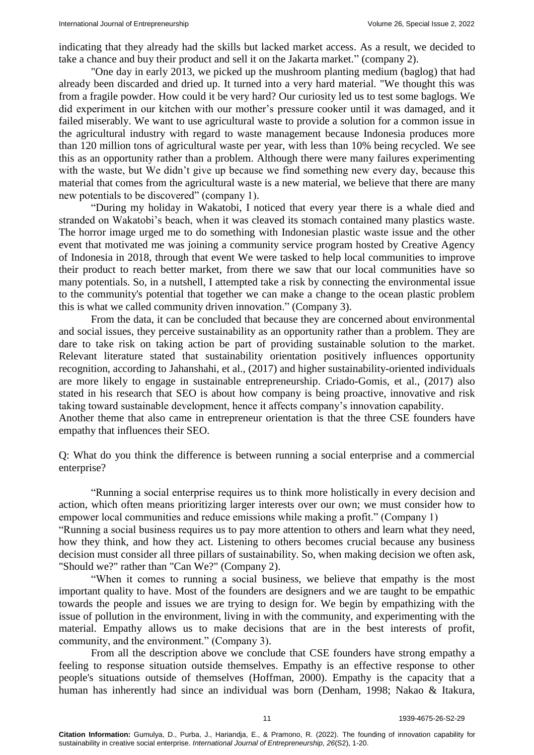indicating that they already had the skills but lacked market access. As a result, we decided to take a chance and buy their product and sell it on the Jakarta market." (company 2).

"One day in early 2013, we picked up the mushroom planting medium (baglog) that had already been discarded and dried up. It turned into a very hard material. "We thought this was from a fragile powder. How could it be very hard? Our curiosity led us to test some baglogs. We did experiment in our kitchen with our mother's pressure cooker until it was damaged, and it failed miserably. We want to use agricultural waste to provide a solution for a common issue in the agricultural industry with regard to waste management because Indonesia produces more than 120 million tons of agricultural waste per year, with less than 10% being recycled. We see this as an opportunity rather than a problem. Although there were many failures experimenting with the waste, but We didn't give up because we find something new every day, because this material that comes from the agricultural waste is a new material, we believe that there are many new potentials to be discovered" (company 1).

"During my holiday in Wakatobi, I noticed that every year there is a whale died and stranded on Wakatobi's beach, when it was cleaved its stomach contained many plastics waste. The horror image urged me to do something with Indonesian plastic waste issue and the other event that motivated me was joining a community service program hosted by Creative Agency of Indonesia in 2018, through that event We were tasked to help local communities to improve their product to reach better market, from there we saw that our local communities have so many potentials. So, in a nutshell, I attempted take a risk by connecting the environmental issue to the community's potential that together we can make a change to the ocean plastic problem this is what we called community driven innovation." (Company 3).

From the data, it can be concluded that because they are concerned about environmental and social issues, they perceive sustainability as an opportunity rather than a problem. They are dare to take risk on taking action be part of providing sustainable solution to the market. Relevant literature stated that sustainability orientation positively influences opportunity recognition, according to Jahanshahi, et al., (2017) and higher sustainability-oriented individuals are more likely to engage in sustainable entrepreneurship. Criado-Gomis, et al., (2017) also stated in his research that SEO is about how company is being proactive, innovative and risk taking toward sustainable development, hence it affects company's innovation capability.

Another theme that also came in entrepreneur orientation is that the three CSE founders have empathy that influences their SEO.

Q: What do you think the difference is between running a social enterprise and a commercial enterprise?

"Running a social enterprise requires us to think more holistically in every decision and action, which often means prioritizing larger interests over our own; we must consider how to empower local communities and reduce emissions while making a profit." (Company 1)

"Running a social business requires us to pay more attention to others and learn what they need, how they think, and how they act. Listening to others becomes crucial because any business decision must consider all three pillars of sustainability. So, when making decision we often ask, "Should we?" rather than "Can We?" (Company 2).

"When it comes to running a social business, we believe that empathy is the most important quality to have. Most of the founders are designers and we are taught to be empathic towards the people and issues we are trying to design for. We begin by empathizing with the issue of pollution in the environment, living in with the community, and experimenting with the material. Empathy allows us to make decisions that are in the best interests of profit, community, and the environment." (Company 3).

From all the description above we conclude that CSE founders have strong empathy a feeling to response situation outside themselves. Empathy is an effective response to other people's situations outside of themselves (Hoffman, 2000). Empathy is the capacity that a human has inherently had since an individual was born (Denham, 1998; Nakao & Itakura,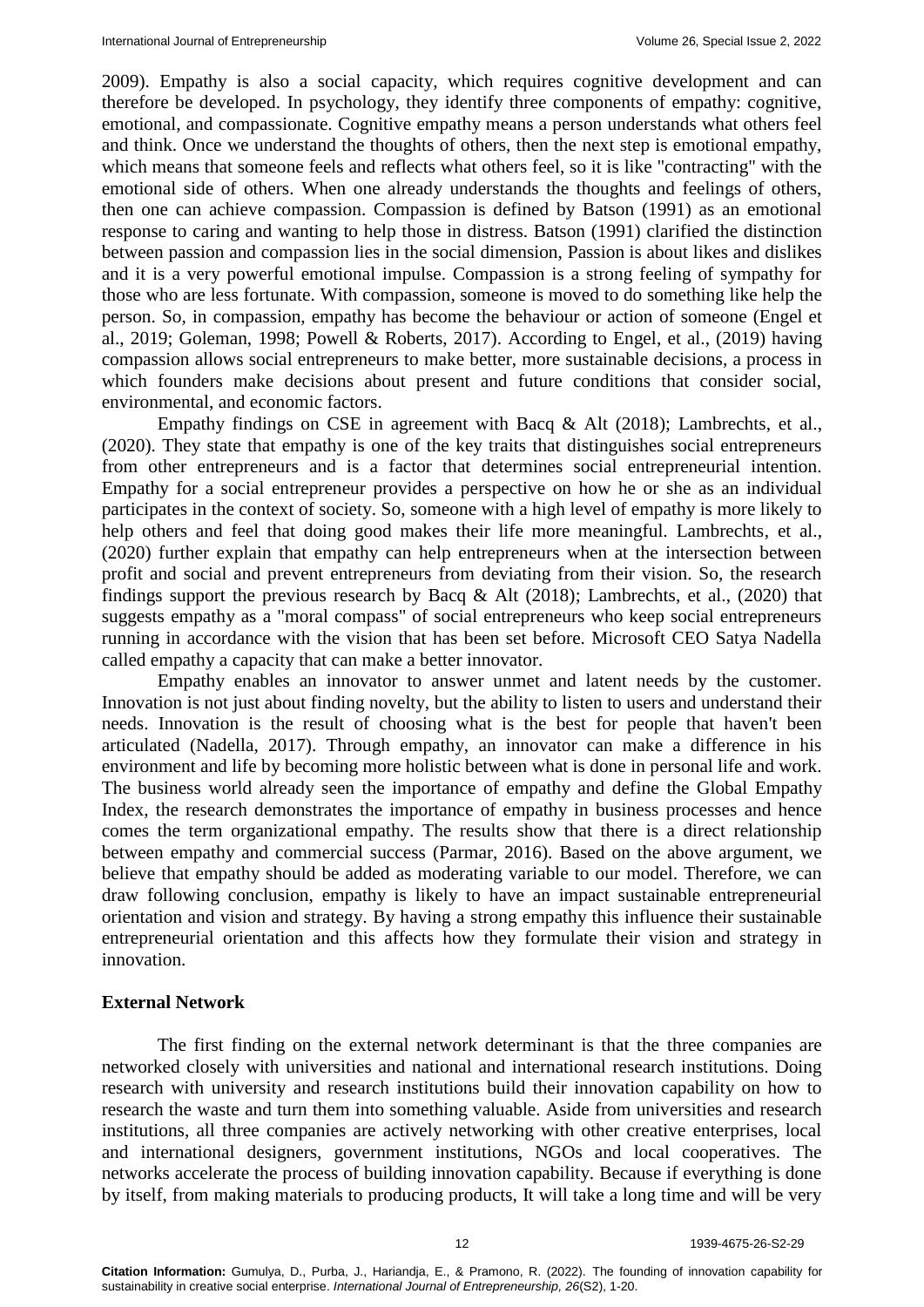2009). Empathy is also a social capacity, which requires cognitive development and can therefore be developed. In psychology, they identify three components of empathy: cognitive, emotional, and compassionate. Cognitive empathy means a person understands what others feel and think. Once we understand the thoughts of others, then the next step is emotional empathy, which means that someone feels and reflects what others feel, so it is like "contracting" with the emotional side of others. When one already understands the thoughts and feelings of others, then one can achieve compassion. Compassion is defined by Batson (1991) as an emotional response to caring and wanting to help those in distress. Batson (1991) clarified the distinction between passion and compassion lies in the social dimension, Passion is about likes and dislikes and it is a very powerful emotional impulse. Compassion is a strong feeling of sympathy for those who are less fortunate. With compassion, someone is moved to do something like help the person. So, in compassion, empathy has become the behaviour or action of someone (Engel et al., 2019; Goleman, 1998; Powell & Roberts, 2017). According to Engel, et al., (2019) having compassion allows social entrepreneurs to make better, more sustainable decisions, a process in which founders make decisions about present and future conditions that consider social, environmental, and economic factors.

Empathy findings on CSE in agreement with Bacq & Alt (2018); Lambrechts, et al., (2020). They state that empathy is one of the key traits that distinguishes social entrepreneurs from other entrepreneurs and is a factor that determines social entrepreneurial intention. Empathy for a social entrepreneur provides a perspective on how he or she as an individual participates in the context of society. So, someone with a high level of empathy is more likely to help others and feel that doing good makes their life more meaningful. Lambrechts, et al., (2020) further explain that empathy can help entrepreneurs when at the intersection between profit and social and prevent entrepreneurs from deviating from their vision. So, the research findings support the previous research by Bacq & Alt (2018); Lambrechts, et al., (2020) that suggests empathy as a "moral compass" of social entrepreneurs who keep social entrepreneurs running in accordance with the vision that has been set before. Microsoft CEO Satya Nadella called empathy a capacity that can make a better innovator.

Empathy enables an innovator to answer unmet and latent needs by the customer. Innovation is not just about finding novelty, but the ability to listen to users and understand their needs. Innovation is the result of choosing what is the best for people that haven't been articulated (Nadella, 2017). Through empathy, an innovator can make a difference in his environment and life by becoming more holistic between what is done in personal life and work. The business world already seen the importance of empathy and define the Global Empathy Index, the research demonstrates the importance of empathy in business processes and hence comes the term organizational empathy. The results show that there is a direct relationship between empathy and commercial success (Parmar, 2016). Based on the above argument, we believe that empathy should be added as moderating variable to our model. Therefore, we can draw following conclusion, empathy is likely to have an impact sustainable entrepreneurial orientation and vision and strategy. By having a strong empathy this influence their sustainable entrepreneurial orientation and this affects how they formulate their vision and strategy in innovation.

## External Network

The first finding on the external network determinant is that the three companies are networked closely with universities and national and international research institutions. Doing research with university and research institutions build their innovation capability on how to research the waste and turn them into something valuable. Aside from universities and research institutions, all three companies are actively networking with other creative enterprises, local and international designers, government institutions, NGOs and local cooperatives. The networks accelerate the process of building innovation capability. Because if everything is done by itself, from making materials to producing products, It will take a long time and will be very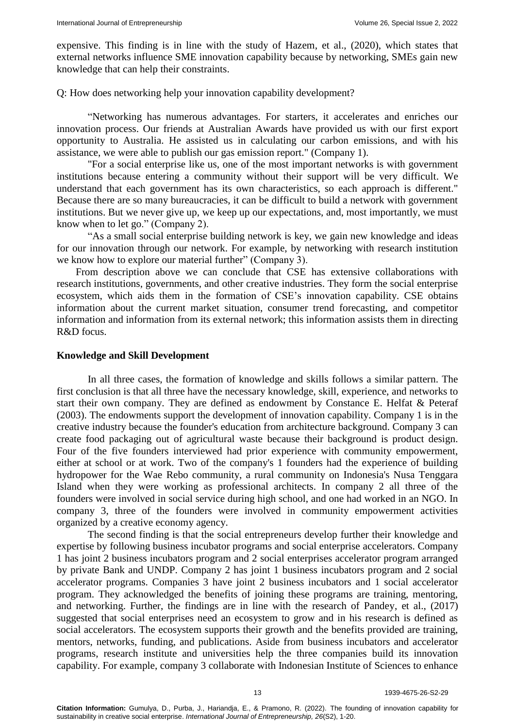expensive. This finding is in line with the study of Hazem, et al., (2020), which states that external networks influence SME innovation capability because by networking, SMEs gain new knowledge that can help their constraints.

Q: How does networking help your innovation capability development?

"Networking has numerous advantages. For starters, it accelerates and enriches our innovation process. Our friends at Australian Awards have provided us with our first export opportunity to Australia. He assisted us in calculating our carbon emissions, and with his assistance, we were able to publish our gas emission report." (Company 1).

"For a social enterprise like us, one of the most important networks is with government institutions because entering a community without their support will be very difficult. We understand that each government has its own characteristics, so each approach is different." Because there are so many bureaucracies, it can be difficult to build a network with government institutions. But we never give up, we keep up our expectations, and, most importantly, we must know when to let go." (Company 2).

"As a small social enterprise building network is key, we gain new knowledge and ideas for our innovation through our network. For example, by networking with research institution we know how to explore our material further" (Company 3).

From description above we can conclude that CSE has extensive collaborations with research institutions, governments, and other creative industries. They form the social enterprise ecosystem, which aids them in the formation of CSE's innovation capability. CSE obtains information about the current market situation, consumer trend forecasting, and competitor information and information from its external network; this information assists them in directing R&D focus.

## Knowledge and Skill Development

In all three cases, the formation of knowledge and skills follows a similar pattern. The first conclusion is that all three have the necessary knowledge, skill, experience, and networks to start their own company. They are defined as endowment by Constance E. Helfat & Peteraf (2003). The endowments support the development of innovation capability. Company 1 is in the creative industry because the founder's education from architecture background. Company 3 can create food packaging out of agricultural waste because their background is product design. Four of the five founders interviewed had prior experience with community empowerment, either at school or at work. Two of the company's 1 founders had the experience of building hydropower for the Wae Rebo community, a rural community on Indonesia's Nusa Tenggara Island when they were working as professional architects. In company 2 all three of the founders were involved in social service during high school, and one had worked in an NGO. In company 3, three of the founders were involved in community empowerment activities organized by a creative economy agency.

The second finding is that the social entrepreneurs develop further their knowledge and expertise by following business incubator programs and social enterprise accelerators. Company 1 has joint 2 business incubators program and 2 social enterprises accelerator program arranged by private Bank and UNDP. Company 2 has joint 1 business incubators program and 2 social accelerator programs. Companies 3 have joint 2 business incubators and 1 social accelerator program. They acknowledged the benefits of joining these programs are training, mentoring, and networking. Further, the findings are in line with the research of Pandey, et al., (2017) suggested that social enterprises need an ecosystem to grow and in his research is defined as social accelerators. The ecosystem supports their growth and the benefits provided are training, mentors, networks, funding, and publications. Aside from business incubators and accelerator programs, research institute and universities help the three companies build its innovation capability. For example, company 3 collaborate with Indonesian Institute of Sciences to enhance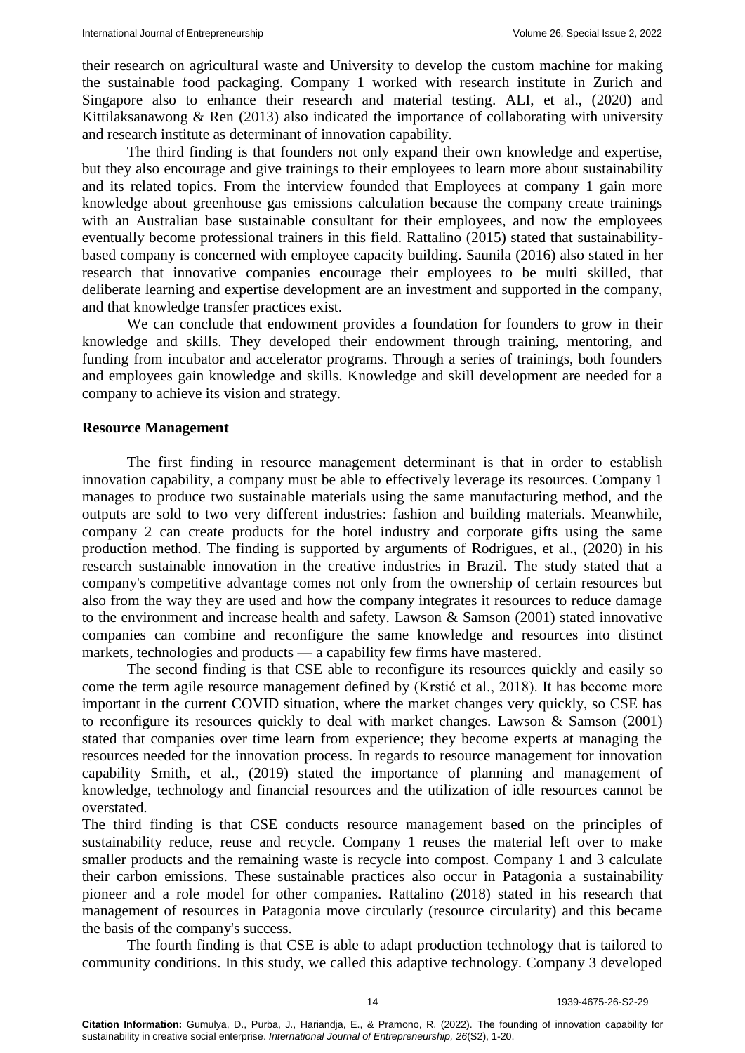their research on agricultural waste and University to develop the custom machine for making the sustainable food packaging. Company 1 worked with research institute in Zurich and Singapore also to enhance their research and material testing. ALI, et al., (2020) and Kittilaksanawong & Ren (2013) also indicated the importance of collaborating with university and research institute as determinant of innovation capability.

The third finding is that founders not only expand their own knowledge and expertise, but they also encourage and give trainings to their employees to learn more about sustainability and its related topics. From the interview founded that Employees at company 1 gain more knowledge about greenhouse gas emissions calculation because the company create trainings with an Australian base sustainable consultant for their employees, and now the employees eventually become professional trainers in this field. Rattalino (2015) stated that sustainability-based company is concerned with employee capacity building. Saunila (2016) also stated in her research that innovative companies encourage their employees to be multi skilled, that deliberate learning and expertise development are an investment and supported in the company, and that knowledge transfer practices exist.

We can conclude that endowment provides a foundation for founders to grow in their knowledge and skills. They developed their endowment through training, mentoring, and funding from incubator and accelerator programs. Through a series of trainings, both founders and employees gain knowledge and skills. Knowledge and skill development are needed for a company to achieve its vision and strategy.

**Resource Management**

The first finding in resource management determinant is that in order to establish innovation capability, a company must be able to effectively leverage its resources. Company 1 manages to produce two sustainable materials using the same manufacturing method, and the outputs are sold to two very different industries: fashion and building materials. Meanwhile, company 2 can create products for the hotel industry and corporate gifts using the same production method. The finding is supported by arguments of Rodrigues, et al., (2020) in his research sustainable innovation in the creative industries in Brazil. The study stated that a company's competitive advantage comes not only from the ownership of certain resources but also from the way they are used and how the company integrates it resources to reduce damage to the environment and increase health and safety. Lawson & Samson (2001) stated innovative companies can combine and reconfigure the same knowledge and resources into distinct markets, technologies and products — a capability few firms have mastered.

The second finding is that CSE able to reconfigure its resources quickly and easily so come the term agile resource management defined by (Krstić et al., 2018). It has become more important in the current COVID situation, where the market changes very quickly, so CSE has to reconfigure its resources quickly to deal with market changes. Lawson & Samson (2001) stated that companies over time learn from experience; they become experts at managing the resources needed for the innovation process. In regards to resource management for innovation capability Smith, et al., (2019) stated the importance of planning and management of knowledge, technology and financial resources and the utilization of idle resources cannot be overstated.

The third finding is that CSE conducts resource management based on the principles of sustainability reduce, reuse and recycle. Company 1 reuses the material left over to make smaller products and the remaining waste is recycle into compost. Company 1 and 3 calculate their carbon emissions. These sustainable practices also occur in Patagonia a sustainability pioneer and a role model for other companies. Rattalino (2018) stated in his research that management of resources in Patagonia move circularly (resource circularity) and this became the basis of the company's success.

The fourth finding is that CSE is able to adapt production technology that is tailored to community conditions. In this study, we called this adaptive technology. Company 3 developed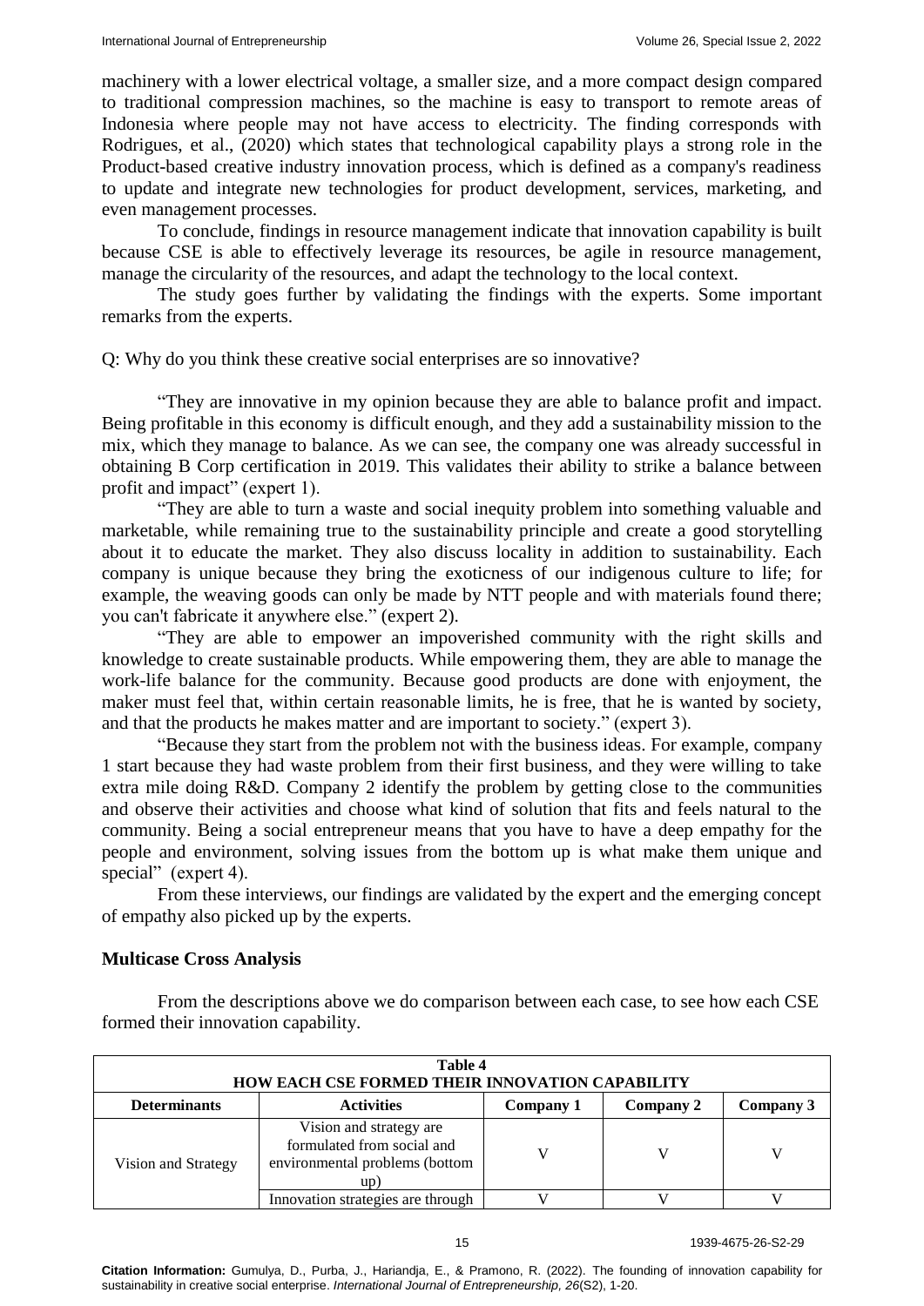machinery with a lower electrical voltage, a smaller size, and a more compact design compared to traditional compression machines, so the machine is easy to transport to remote areas of Indonesia where people may not have access to electricity. The finding corresponds with Rodrigues, et al., (2020) which states that technological capability plays a strong role in the Product-based creative industry innovation process, which is defined as a company's readiness to update and integrate new technologies for product development, services, marketing, and even management processes.

To conclude, findings in resource management indicate that innovation capability is built because CSE is able to effectively leverage its resources, be agile in resource management, manage the circularity of the resources, and adapt the technology to the local context.

The study goes further by validating the findings with the experts. Some important remarks from the experts.

Q: Why do you think these creative social enterprises are so innovative?

"They are innovative in my opinion because they are able to balance profit and impact. Being profitable in this economy is difficult enough, and they add a sustainability mission to the mix, which they manage to balance. As we can see, the company one was already successful in obtaining B Corp certification in 2019. This validates their ability to strike a balance between profit and impact" (expert 1).

"They are able to turn a waste and social inequity problem into something valuable and marketable, while remaining true to the sustainability principle and create a good storytelling about it to educate the market. They also discuss locality in addition to sustainability. Each company is unique because they bring the exoticness of our indigenous culture to life; for example, the weaving goods can only be made by NTT people and with materials found there; you can't fabricate it anywhere else." (expert 2).

"They are able to empower an impoverished community with the right skills and knowledge to create sustainable products. While empowering them, they are able to manage the work-life balance for the community. Because good products are done with enjoyment, the maker must feel that, within certain reasonable limits, he is free, that he is wanted by society, and that the products he makes matter and are important to society." (expert 3).

"Because they start from the problem not with the business ideas. For example, company 1 start because they had waste problem from their first business, and they were willing to take extra mile doing R&D. Company 2 identify the problem by getting close to the communities and observe their activities and choose what kind of solution that fits and feels natural to the community. Being a social entrepreneur means that you have to have a deep empathy for the people and environment, solving issues from the bottom up is what make them unique and special" (expert 4).

From these interviews, our findings are validated by the expert and the emerging concept of empathy also picked up by the experts.

## Multicase Cross Analysis

From the descriptions above we do comparison between each case, to see how each CSE formed their innovation capability.

**Table 4**
**HOW EACH CSE FORMED THEIR INNOVATION CAPABILITY**

| Determinants | Activities | Company 1 | Company 2 | Company 3 |
|---|---|---|---|---|
| Vision and Strategy | Vision and strategy are formulated from social and environmental problems (bottom up) | V | V | V |
| | Innovation strategies are through | V | V | V |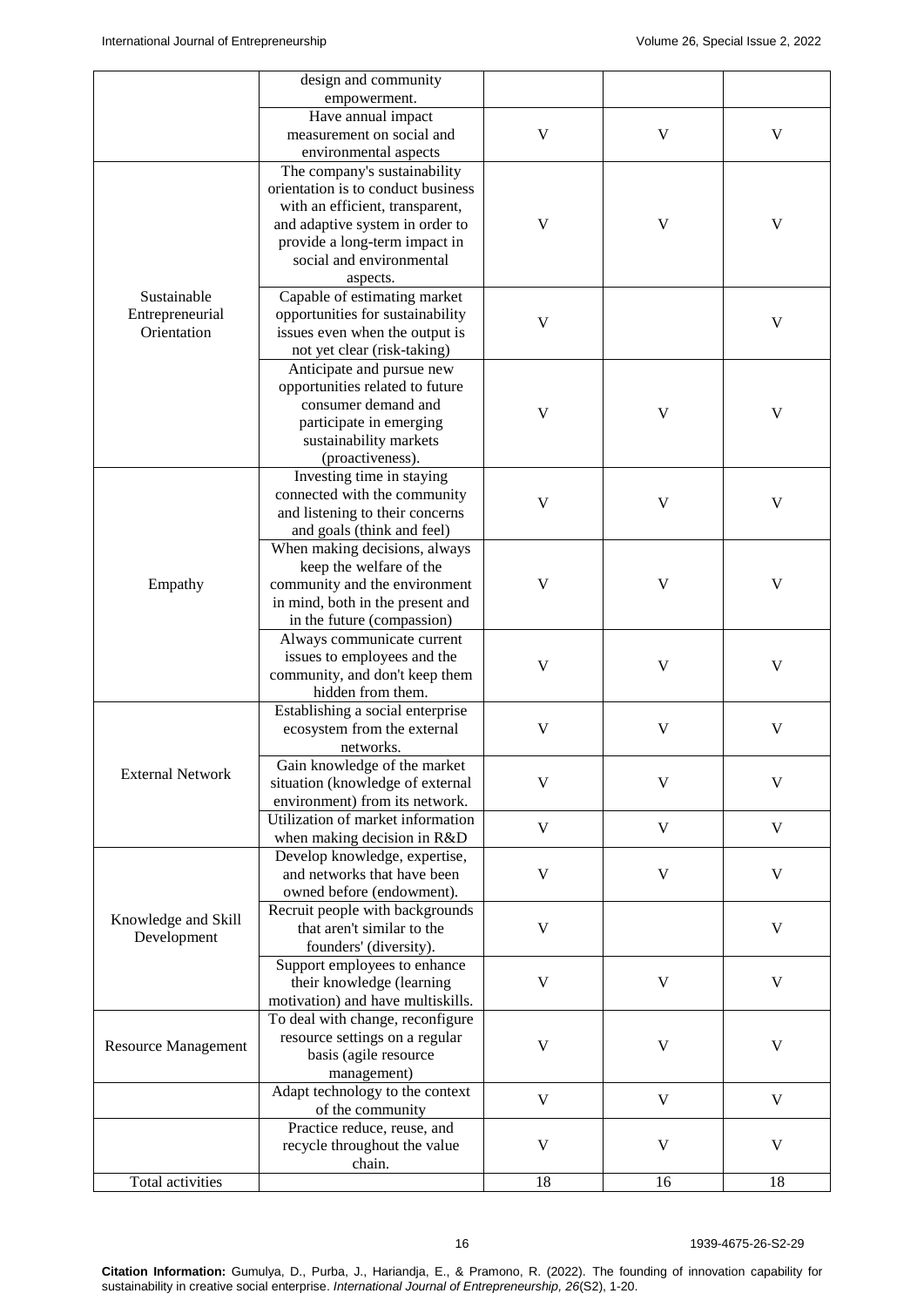| | | | | |
|---|---|---|---|---|
| | design and community empowerment. | | | |
| | Have annual impact measurement on social and environmental aspects | V | V | V |
| Sustainable Entrepreneurial Orientation | The company's sustainability orientation is to conduct business with an efficient, transparent, and adaptive system in order to provide a long-term impact in social and environmental aspects. | V | V | V |
| | Capable of estimating market opportunities for sustainability issues even when the output is not yet clear (risk-taking) | V | | V |
| | Anticipate and pursue new opportunities related to future consumer demand and participate in emerging sustainability markets (proactiveness). | V | V | V |
| Empathy | Investing time in staying connected with the community and listening to their concerns and goals (think and feel) | V | V | V |
| | When making decisions, always keep the welfare of the community and the environment in mind, both in the present and in the future (compassion) | V | V | V |
| | Always communicate current issues to employees and the community, and don't keep them hidden from them. | V | V | V |
| External Network | Establishing a social enterprise ecosystem from the external networks. | V | V | V |
| | Gain knowledge of the market situation (knowledge of external environment) from its network. | V | V | V |
| | Utilization of market information when making decision in R&D | V | V | V |
| Knowledge and Skill Development | Develop knowledge, expertise, and networks that have been owned before (endowment). | V | V | V |
| | Recruit people with backgrounds that aren't similar to the founders' (diversity). | V | | V |
| | Support employees to enhance their knowledge (learning motivation) and have multiskills. | V | V | V |
| Resource Management | To deal with change, reconfigure resource settings on a regular basis (agile resource management) | V | V | V |
| | Adapt technology to the context of the community | V | V | V |
| | Practice reduce, reuse, and recycle throughout the value chain. | V | V | V |
| Total activities | | 18 | 16 | 18 |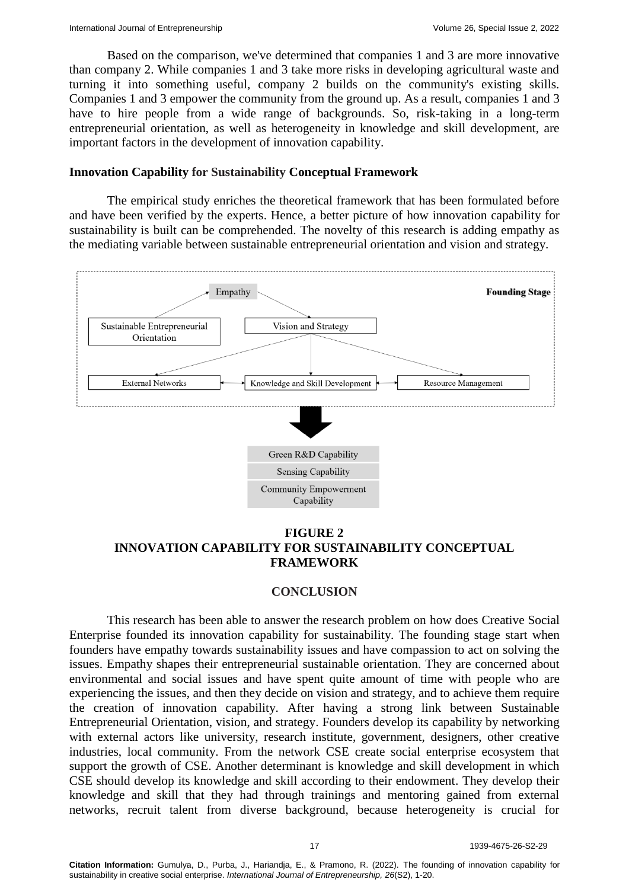Based on the comparison, we've determined that companies 1 and 3 are more innovative than company 2. While companies 1 and 3 take more risks in developing agricultural waste and turning it into something useful, company 2 builds on the community's existing skills. Companies 1 and 3 empower the community from the ground up. As a result, companies 1 and 3 have to hire people from a wide range of backgrounds. So, risk-taking in a long-term entrepreneurial orientation, as well as heterogeneity in knowledge and skill development, are important factors in the development of innovation capability.

### Innovation Capability for Sustainability Conceptual Framework

The empirical study enriches the theoretical framework that has been formulated before and have been verified by the experts. Hence, a better picture of how innovation capability for sustainability is built can be comprehended. The novelty of this research is adding empathy as the mediating variable between sustainable entrepreneurial orientation and vision and strategy.

**FIGURE 2**
**INNOVATION CAPABILITY FOR SUSTAINABILITY CONCEPTUAL FRAMEWORK**

## CONCLUSION

This research has been able to answer the research problem on how does Creative Social Enterprise founded its innovation capability for sustainability. The founding stage start when founders have empathy towards sustainability issues and have compassion to act on solving the issues. Empathy shapes their entrepreneurial sustainable orientation. They are concerned about environmental and social issues and have spent quite amount of time with people who are experiencing the issues, and then they decide on vision and strategy, and to achieve them require the creation of innovation capability. After having a strong link between Sustainable Entrepreneurial Orientation, vision, and strategy. Founders develop its capability by networking with external actors like university, research institute, government, designers, other creative industries, local community. From the network CSE create social enterprise ecosystem that support the growth of CSE. Another determinant is knowledge and skill development in which CSE should develop its knowledge and skill according to their endowment. They develop their knowledge and skill that they had through trainings and mentoring gained from external networks, recruit talent from diverse background, because heterogeneity is crucial for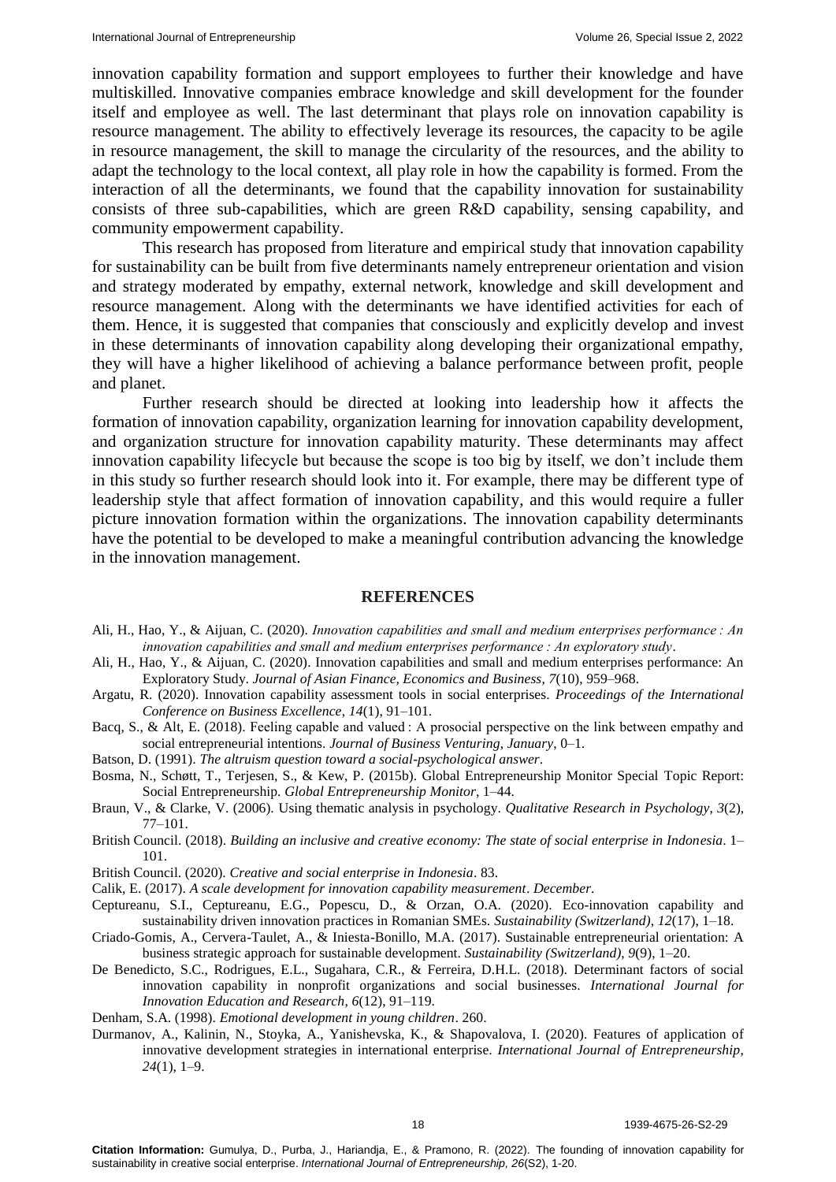innovation capability formation and support employees to further their knowledge and have multiskilled. Innovative companies embrace knowledge and skill development for the founder itself and employee as well. The last determinant that plays role on innovation capability is resource management. The ability to effectively leverage its resources, the capacity to be agile in resource management, the skill to manage the circularity of the resources, and the ability to adapt the technology to the local context, all play role in how the capability is formed. From the interaction of all the determinants, we found that the capability innovation for sustainability consists of three sub-capabilities, which are green R&D capability, sensing capability, and community empowerment capability.

This research has proposed from literature and empirical study that innovation capability for sustainability can be built from five determinants namely entrepreneur orientation and vision and strategy moderated by empathy, external network, knowledge and skill development and resource management. Along with the determinants we have identified activities for each of them. Hence, it is suggested that companies that consciously and explicitly develop and invest in these determinants of innovation capability along developing their organizational empathy, they will have a higher likelihood of achieving a balance performance between profit, people and planet.

Further research should be directed at looking into leadership how it affects the formation of innovation capability, organization learning for innovation capability development, and organization structure for innovation capability maturity. These determinants may affect innovation capability lifecycle but because the scope is too big by itself, we don't include them in this study so further research should look into it. For example, there may be different type of leadership style that affect formation of innovation capability, and this would require a fuller picture innovation formation within the organizations. The innovation capability determinants have the potential to be developed to make a meaningful contribution advancing the knowledge in the innovation management.

## REFERENCES

Ali, H., Hao, Y., & Aijuan, C. (2020). *Innovation capabilities and small and medium enterprises performance : An innovation capabilities and small and medium enterprises performance : An exploratory study*.

Ali, H., Hao, Y., & Aijuan, C. (2020). Innovation capabilities and small and medium enterprises performance: An Exploratory Study. *Journal of Asian Finance, Economics and Business*, *7*(10), 959–968.

Argatu, R. (2020). Innovation capability assessment tools in social enterprises. *Proceedings of the International Conference on Business Excellence*, *14*(1), 91–101.

Bacq, S., & Alt, E. (2018). Feeling capable and valued : A prosocial perspective on the link between empathy and social entrepreneurial intentions. *Journal of Business Venturing*, *January*, 0–1.

Batson, D. (1991). *The altruism question toward a social-psychological answer*.

Bosma, N., Schøtt, T., Terjesen, S., & Kew, P. (2015b). Global Entrepreneurship Monitor Special Topic Report: Social Entrepreneurship. *Global Entrepreneurship Monitor*, 1–44.

Braun, V., & Clarke, V. (2006). Using thematic analysis in psychology. *Qualitative Research in Psychology*, *3*(2), 77–101.

British Council. (2018). *Building an inclusive and creative economy: The state of social enterprise in Indonesia*. 1–101.

British Council. (2020). *Creative and social enterprise in Indonesia*. 83.

Calik, E. (2017). *A scale development for innovation capability measurement*. *December*.

Ceptureanu, S.I., Ceptureanu, E.G., Popescu, D., & Orzan, O.A. (2020). Eco-innovation capability and sustainability driven innovation practices in Romanian SMEs. *Sustainability (Switzerland)*, *12*(17), 1–18.

Criado-Gomis, A., Cervera-Taulet, A., & Iniesta-Bonillo, M.A. (2017). Sustainable entrepreneurial orientation: A business strategic approach for sustainable development. *Sustainability (Switzerland)*, *9*(9), 1–20.

De Benedicto, S.C., Rodrigues, E.L., Sugahara, C.R., & Ferreira, D.H.L. (2018). Determinant factors of social innovation capability in nonprofit organizations and social businesses. *International Journal for Innovation Education and Research*, *6*(12), 91–119.

Denham, S.A. (1998). *Emotional development in young children*. 260.

Durmanov, A., Kalinin, N., Stoyka, A., Yanishevska, K., & Shapovalova, I. (2020). Features of application of innovative development strategies in international enterprise. *International Journal of Entrepreneurship*, *24*(1), 1–9.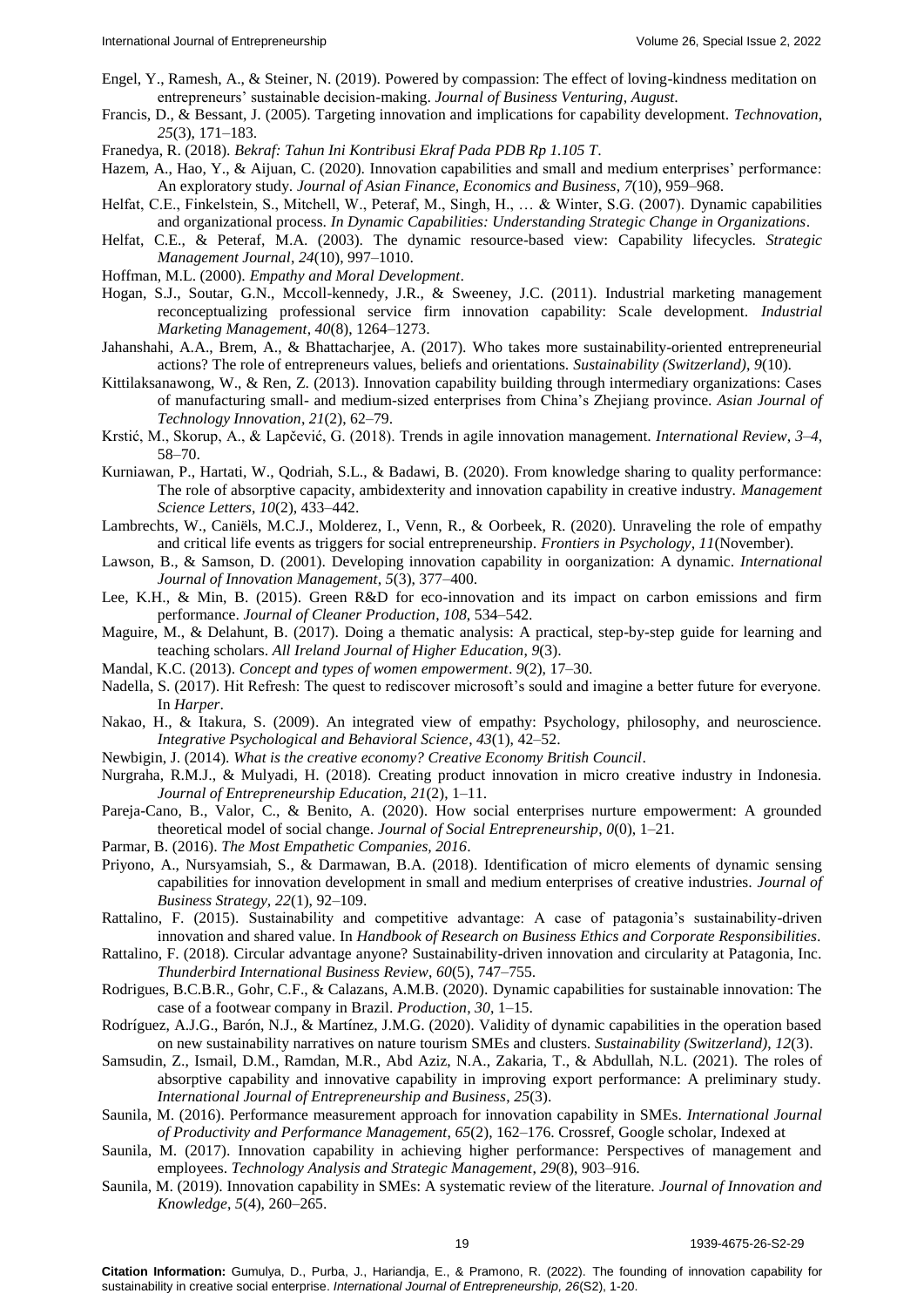Engel, Y., Ramesh, A., & Steiner, N. (2019). Powered by compassion: The effect of loving-kindness meditation on entrepreneurs' sustainable decision-making. *Journal of Business Venturing, August*.

Francis, D., & Bessant, J. (2005). Targeting innovation and implications for capability development. *Technovation*, *25*(3), 171–183.

Franedya, R. (2018). *Bekraf: Tahun Ini Kontribusi Ekraf Pada PDB Rp 1.105 T*.

Hazem, A., Hao, Y., & Aijuan, C. (2020). Innovation capabilities and small and medium enterprises' performance: An exploratory study. *Journal of Asian Finance, Economics and Business*, *7*(10), 959–968.

Helfat, C.E., Finkelstein, S., Mitchell, W., Peteraf, M., Singh, H., … & Winter, S.G. (2007). Dynamic capabilities and organizational process. *In Dynamic Capabilities: Understanding Strategic Change in Organizations*.

Helfat, C.E., & Peteraf, M.A. (2003). The dynamic resource-based view: Capability lifecycles. *Strategic Management Journal*, *24*(10), 997–1010.

Hoffman, M.L. (2000). *Empathy and Moral Development*.

Hogan, S.J., Soutar, G.N., Mccoll-kennedy, J.R., & Sweeney, J.C. (2011). Industrial marketing management reconceptualizing professional service firm innovation capability: Scale development. *Industrial Marketing Management*, *40*(8), 1264–1273.

Jahanshahi, A.A., Brem, A., & Bhattacharjee, A. (2017). Who takes more sustainability-oriented entrepreneurial actions? The role of entrepreneurs values, beliefs and orientations. *Sustainability (Switzerland)*, *9*(10).

Kittilaksanawong, W., & Ren, Z. (2013). Innovation capability building through intermediary organizations: Cases of manufacturing small- and medium-sized enterprises from China's Zhejiang province. *Asian Journal of Technology Innovation*, *21*(2), 62–79.

Krstić, M., Skorup, A., & Lapčević, G. (2018). Trends in agile innovation management. *International Review*, *3–4*, 58–70.

Kurniawan, P., Hartati, W., Qodriah, S.L., & Badawi, B. (2020). From knowledge sharing to quality performance: The role of absorptive capacity, ambidexterity and innovation capability in creative industry. *Management Science Letters*, *10*(2), 433–442.

Lambrechts, W., Caniëls, M.C.J., Molderez, I., Venn, R., & Oorbeek, R. (2020). Unraveling the role of empathy and critical life events as triggers for social entrepreneurship. *Frontiers in Psychology*, *11*(November).

Lawson, B., & Samson, D. (2001). Developing innovation capability in oorganization: A dynamic. *International Journal of Innovation Management*, *5*(3), 377–400.

Lee, K.H., & Min, B. (2015). Green R&D for eco-innovation and its impact on carbon emissions and firm performance. *Journal of Cleaner Production*, *108*, 534–542.

Maguire, M., & Delahunt, B. (2017). Doing a thematic analysis: A practical, step-by-step guide for learning and teaching scholars. *All Ireland Journal of Higher Education*, *9*(3).

Mandal, K.C. (2013). *Concept and types of women empowerment*. *9*(2), 17–30.

Nadella, S. (2017). Hit Refresh: The quest to rediscover microsoft's sould and imagine a better future for everyone. In *Harper*.

Nakao, H., & Itakura, S. (2009). An integrated view of empathy: Psychology, philosophy, and neuroscience. *Integrative Psychological and Behavioral Science*, *43*(1), 42–52.

Newbigin, J. (2014). *What is the creative economy? Creative Economy British Council*.

Nurgraha, R.M.J., & Mulyadi, H. (2018). Creating product innovation in micro creative industry in Indonesia. *Journal of Entrepreneurship Education*, *21*(2), 1–11.

Pareja-Cano, B., Valor, C., & Benito, A. (2020). How social enterprises nurture empowerment: A grounded theoretical model of social change. *Journal of Social Entrepreneurship*, *0*(0), 1–21.

Parmar, B. (2016). *The Most Empathetic Companies, 2016*.

Priyono, A., Nursyamsiah, S., & Darmawan, B.A. (2018). Identification of micro elements of dynamic sensing capabilities for innovation development in small and medium enterprises of creative industries. *Journal of Business Strategy*, *22*(1), 92–109.

Rattalino, F. (2015). Sustainability and competitive advantage: A case of patagonia's sustainability-driven innovation and shared value. In *Handbook of Research on Business Ethics and Corporate Responsibilities*.

Rattalino, F. (2018). Circular advantage anyone? Sustainability-driven innovation and circularity at Patagonia, Inc. *Thunderbird International Business Review*, *60*(5), 747–755.

Rodrigues, B.C.B.R., Gohr, C.F., & Calazans, A.M.B. (2020). Dynamic capabilities for sustainable innovation: The case of a footwear company in Brazil. *Production*, *30*, 1–15.

Rodríguez, A.J.G., Barón, N.J., & Martínez, J.M.G. (2020). Validity of dynamic capabilities in the operation based on new sustainability narratives on nature tourism SMEs and clusters. *Sustainability (Switzerland)*, *12*(3).

Samsudin, Z., Ismail, D.M., Ramdan, M.R., Abd Aziz, N.A., Zakaria, T., & Abdullah, N.L. (2021). The roles of absorptive capability and innovative capability in improving export performance: A preliminary study. *International Journal of Entrepreneurship and Business*, *25*(3).

Saunila, M. (2016). Performance measurement approach for innovation capability in SMEs. *International Journal of Productivity and Performance Management*, *65*(2), 162–176. Crossref, Google scholar, Indexed at

Saunila, M. (2017). Innovation capability in achieving higher performance: Perspectives of management and employees. *Technology Analysis and Strategic Management*, *29*(8), 903–916.

Saunila, M. (2019). Innovation capability in SMEs: A systematic review of the literature. *Journal of Innovation and Knowledge*, *5*(4), 260–265.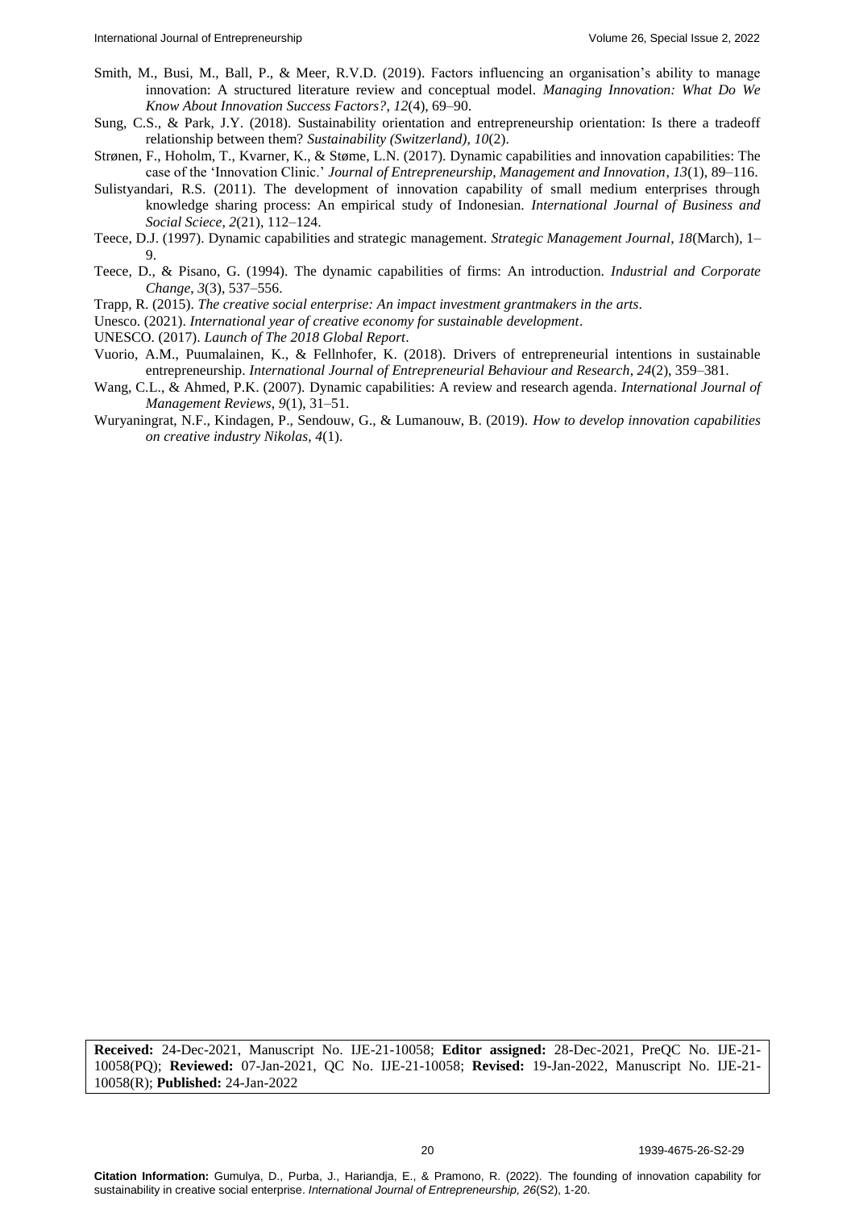Smith, M., Busi, M., Ball, P., & Meer, R.V.D. (2019). Factors influencing an organisation's ability to manage innovation: A structured literature review and conceptual model. *Managing Innovation: What Do We Know About Innovation Success Factors?*, *12*(4), 69–90.

Sung, C.S., & Park, J.Y. (2018). Sustainability orientation and entrepreneurship orientation: Is there a tradeoff relationship between them? *Sustainability (Switzerland)*, *10*(2).

Strønen, F., Hoholm, T., Kvarner, K., & Støme, L.N. (2017). Dynamic capabilities and innovation capabilities: The case of the 'Innovation Clinic.' *Journal of Entrepreneurship, Management and Innovation*, *13*(1), 89–116.

Sulistyandari, R.S. (2011). The development of innovation capability of small medium enterprises through knowledge sharing process: An empirical study of Indonesian. *International Journal of Business and Social Sciece*, *2*(21), 112–124.

Teece, D.J. (1997). Dynamic capabilities and strategic management. *Strategic Management Journal*, *18*(March), 1–9.

Teece, D., & Pisano, G. (1994). The dynamic capabilities of firms: An introduction. *Industrial and Corporate Change*, *3*(3), 537–556.

Trapp, R. (2015). *The creative social enterprise: An impact investment grantmakers in the arts*.

Unesco. (2021). *International year of creative economy for sustainable development*.

UNESCO. (2017). *Launch of The 2018 Global Report*.

Vuorio, A.M., Puumalainen, K., & Fellnhofer, K. (2018). Drivers of entrepreneurial intentions in sustainable entrepreneurship. *International Journal of Entrepreneurial Behaviour and Research*, *24*(2), 359–381.

Wang, C.L., & Ahmed, P.K. (2007). Dynamic capabilities: A review and research agenda. *International Journal of Management Reviews*, *9*(1), 31–51.

Wuryaningrat, N.F., Kindagen, P., Sendouw, G., & Lumanouw, B. (2019). *How to develop innovation capabilities on creative industry Nikolas*, *4*(1).

**Received:** 24-Dec-2021, Manuscript No. IJE-21-10058; **Editor assigned:** 28-Dec-2021, PreQC No. IJE-21-10058(PQ); **Reviewed:** 07-Jan-2021, QC No. IJE-21-10058; **Revised:** 19-Jan-2022, Manuscript No. IJE-21-10058(R); **Published:** 24-Jan-2022